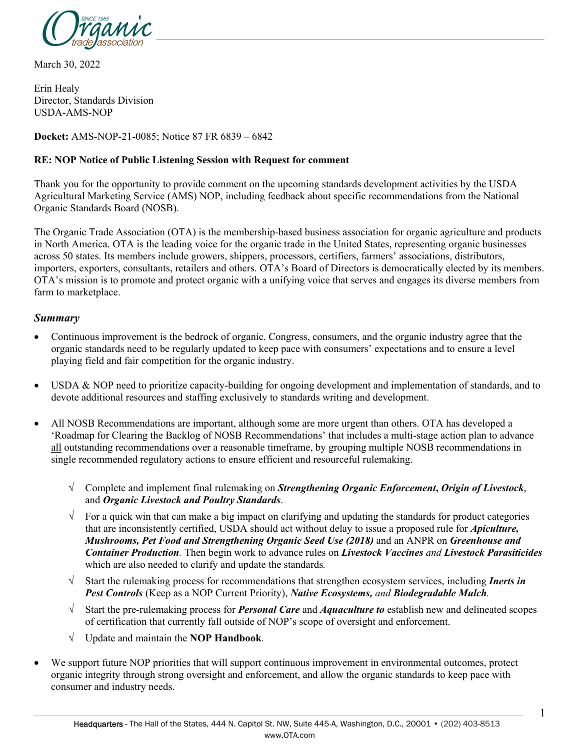March 30, 2022

Erin Healy
Director, Standards Division
USDA-AMS-NOP

**Docket:** AMS-NOP-21-0085; Notice 87 FR 6839 – 6842

**RE: NOP Notice of Public Listening Session with Request for comment**

Thank you for the opportunity to provide comment on the upcoming standards development activities by the USDA Agricultural Marketing Service (AMS) NOP, including feedback about specific recommendations from the National Organic Standards Board (NOSB).

The Organic Trade Association (OTA) is the membership-based business association for organic agriculture and products in North America. OTA is the leading voice for the organic trade in the United States, representing organic businesses across 50 states. Its members include growers, shippers, processors, certifiers, farmers' associations, distributors, importers, exporters, consultants, retailers and others. OTA's Board of Directors is democratically elected by its members. OTA's mission is to promote and protect organic with a unifying voice that serves and engages its diverse members from farm to marketplace.

## *Summary*

- Continuous improvement is the bedrock of organic. Congress, consumers, and the organic industry agree that the organic standards need to be regularly updated to keep pace with consumers' expectations and to ensure a level playing field and fair competition for the organic industry.
- USDA & NOP need to prioritize capacity-building for ongoing development and implementation of standards, and to devote additional resources and staffing exclusively to standards writing and development.
- All NOSB Recommendations are important, although some are more urgent than others. OTA has developed a 'Roadmap for Clearing the Backlog of NOSB Recommendations' that includes a multi-stage action plan to advance <u>all</u> outstanding recommendations over a reasonable timeframe, by grouping multiple NOSB recommendations in single recommended regulatory actions to ensure efficient and resourceful rulemaking.
  - √ Complete and implement final rulemaking on ***Strengthening Organic Enforcement***, ***Origin of Livestock***, and ***Organic Livestock and Poultry Standards***.
  - √ For a quick win that can make a big impact on clarifying and updating the standards for product categories that are inconsistently certified, USDA should act without delay to issue a proposed rule for ***Apiculture, Mushrooms, Pet Food and Strengthening Organic Seed Use (2018)*** and an ANPR on ***Greenhouse and Container Production***. Then begin work to advance rules on ***Livestock Vaccines*** *and* ***Livestock Parasiticides*** which are also needed to clarify and update the standards.
  - √ Start the rulemaking process for recommendations that strengthen ecosystem services, including ***Inerts in Pest Controls*** (Keep as a NOP Current Priority), ***Native Ecosystems,*** *and* ***Biodegradable Mulch***.
  - √ Start the pre-rulemaking process for ***Personal Care*** and ***Aquaculture to*** establish new and delineated scopes of certification that currently fall outside of NOP's scope of oversight and enforcement.
  - √ Update and maintain the **NOP Handbook**.
- We support future NOP priorities that will support continuous improvement in environmental outcomes, protect organic integrity through strong oversight and enforcement, and allow the organic standards to keep pace with consumer and industry needs.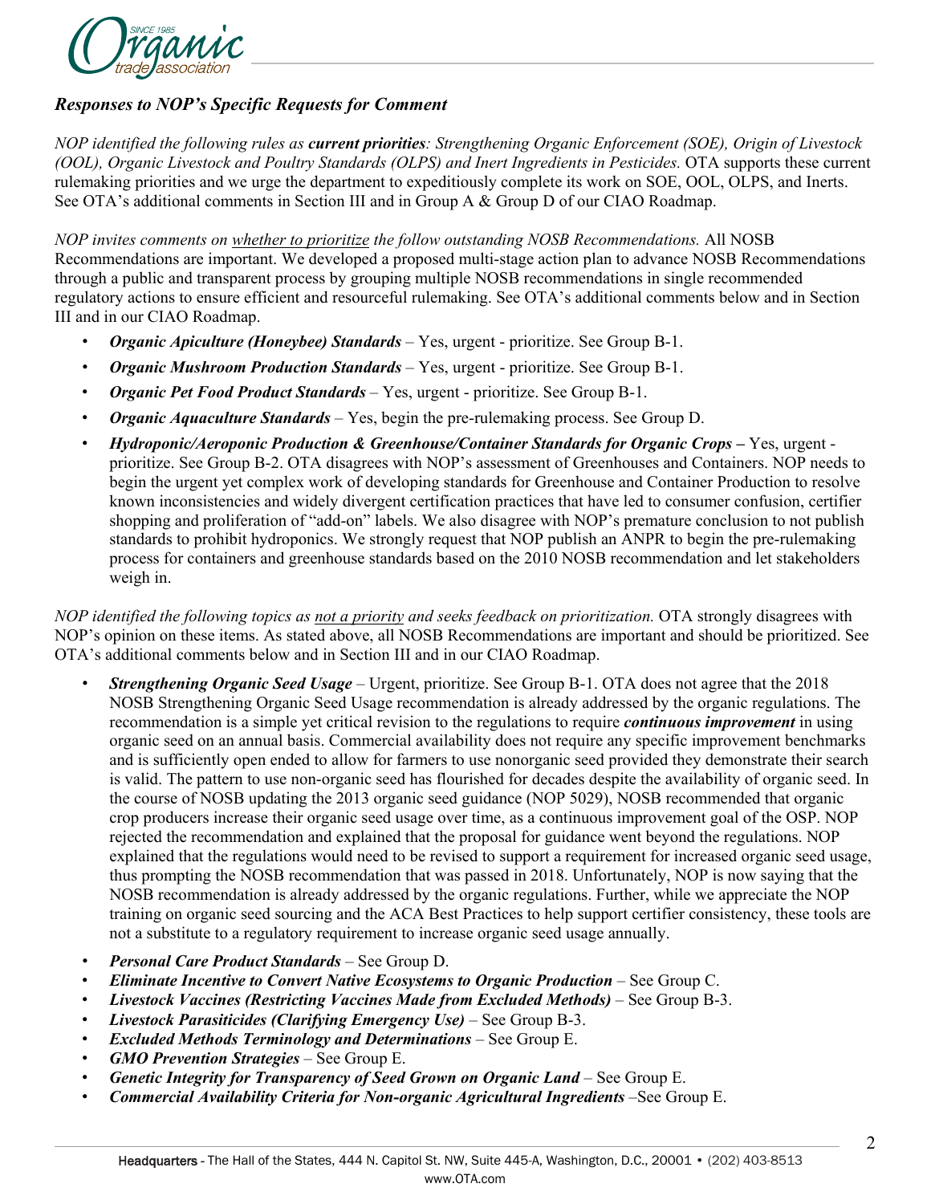### *Responses to NOP's Specific Requests for Comment*

*NOP identified the following rules as **current priorities**: Strengthening Organic Enforcement (SOE), Origin of Livestock (OOL), Organic Livestock and Poultry Standards (OLPS) and Inert Ingredients in Pesticides.* OTA supports these current rulemaking priorities and we urge the department to expeditiously complete its work on SOE, OOL, OLPS, and Inerts. See OTA's additional comments in Section III and in Group A & Group D of our CIAO Roadmap.

*NOP invites comments on <u>whether to prioritize</u> the follow outstanding NOSB Recommendations.* All NOSB Recommendations are important. We developed a proposed multi-stage action plan to advance NOSB Recommendations through a public and transparent process by grouping multiple NOSB recommendations in single recommended regulatory actions to ensure efficient and resourceful rulemaking. See OTA's additional comments below and in Section III and in our CIAO Roadmap.

- ***Organic Apiculture (Honeybee) Standards*** – Yes, urgent - prioritize. See Group B-1.
- ***Organic Mushroom Production Standards*** – Yes, urgent - prioritize. See Group B-1.
- ***Organic Pet Food Product Standards*** – Yes, urgent - prioritize. See Group B-1.
- ***Organic Aquaculture Standards*** – Yes, begin the pre-rulemaking process. See Group D.
- ***Hydroponic/Aeroponic Production & Greenhouse/Container Standards for Organic Crops*** **–** Yes, urgent - prioritize. See Group B-2. OTA disagrees with NOP's assessment of Greenhouses and Containers. NOP needs to begin the urgent yet complex work of developing standards for Greenhouse and Container Production to resolve known inconsistencies and widely divergent certification practices that have led to consumer confusion, certifier shopping and proliferation of "add-on" labels. We also disagree with NOP's premature conclusion to not publish standards to prohibit hydroponics. We strongly request that NOP publish an ANPR to begin the pre-rulemaking process for containers and greenhouse standards based on the 2010 NOSB recommendation and let stakeholders weigh in.

*NOP identified the following topics as <u>not a priority</u> and seeks feedback on prioritization.* OTA strongly disagrees with NOP's opinion on these items. As stated above, all NOSB Recommendations are important and should be prioritized. See OTA's additional comments below and in Section III and in our CIAO Roadmap.

- ***Strengthening Organic Seed Usage*** – Urgent, prioritize. See Group B-1. OTA does not agree that the 2018 NOSB Strengthening Organic Seed Usage recommendation is already addressed by the organic regulations. The recommendation is a simple yet critical revision to the regulations to require ***continuous improvement*** in using organic seed on an annual basis. Commercial availability does not require any specific improvement benchmarks and is sufficiently open ended to allow for farmers to use nonorganic seed provided they demonstrate their search is valid. The pattern to use non-organic seed has flourished for decades despite the availability of organic seed. In the course of NOSB updating the 2013 organic seed guidance (NOP 5029), NOSB recommended that organic crop producers increase their organic seed usage over time, as a continuous improvement goal of the OSP. NOP rejected the recommendation and explained that the proposal for guidance went beyond the regulations. NOP explained that the regulations would need to be revised to support a requirement for increased organic seed usage, thus prompting the NOSB recommendation that was passed in 2018. Unfortunately, NOP is now saying that the NOSB recommendation is already addressed by the organic regulations. Further, while we appreciate the NOP training on organic seed sourcing and the ACA Best Practices to help support certifier consistency, these tools are not a substitute to a regulatory requirement to increase organic seed usage annually.
- ***Personal Care Product Standards*** – See Group D.
- ***Eliminate Incentive to Convert Native Ecosystems to Organic Production*** – See Group C.
- ***Livestock Vaccines (Restricting Vaccines Made from Excluded Methods)*** – See Group B-3.
- ***Livestock Parasiticides (Clarifying Emergency Use)*** – See Group B-3.
- ***Excluded Methods Terminology and Determinations*** – See Group E.
- ***GMO Prevention Strategies*** – See Group E.
- ***Genetic Integrity for Transparency of Seed Grown on Organic Land*** – See Group E.
- ***Commercial Availability Criteria for Non-organic Agricultural Ingredients*** –See Group E.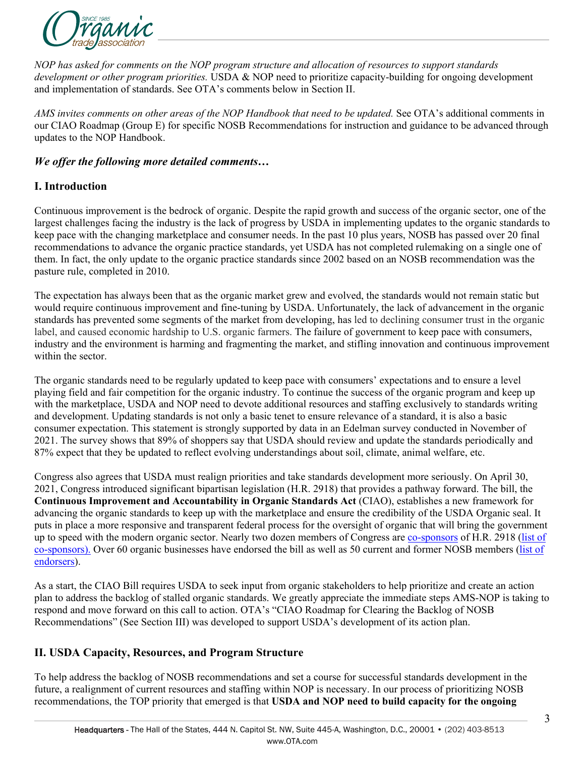*NOP has asked for comments on the NOP program structure and allocation of resources to support standards development or other program priorities.* USDA & NOP need to prioritize capacity-building for ongoing development and implementation of standards. See OTA's comments below in Section II.

*AMS invites comments on other areas of the NOP Handbook that need to be updated.* See OTA's additional comments in our CIAO Roadmap (Group E) for specific NOSB Recommendations for instruction and guidance to be advanced through updates to the NOP Handbook.

***We offer the following more detailed comments…***

## I. Introduction

Continuous improvement is the bedrock of organic. Despite the rapid growth and success of the organic sector, one of the largest challenges facing the industry is the lack of progress by USDA in implementing updates to the organic standards to keep pace with the changing marketplace and consumer needs. In the past 10 plus years, NOSB has passed over 20 final recommendations to advance the organic practice standards, yet USDA has not completed rulemaking on a single one of them. In fact, the only update to the organic practice standards since 2002 based on an NOSB recommendation was the pasture rule, completed in 2010.

The expectation has always been that as the organic market grew and evolved, the standards would not remain static but would require continuous improvement and fine-tuning by USDA. Unfortunately, the lack of advancement in the organic standards has prevented some segments of the market from developing, has led to declining consumer trust in the organic label, and caused economic hardship to U.S. organic farmers. The failure of government to keep pace with consumers, industry and the environment is harming and fragmenting the market, and stifling innovation and continuous improvement within the sector.

The organic standards need to be regularly updated to keep pace with consumers' expectations and to ensure a level playing field and fair competition for the organic industry. To continue the success of the organic program and keep up with the marketplace, USDA and NOP need to devote additional resources and staffing exclusively to standards writing and development. Updating standards is not only a basic tenet to ensure relevance of a standard, it is also a basic consumer expectation. This statement is strongly supported by data in an Edelman survey conducted in November of 2021. The survey shows that 89% of shoppers say that USDA should review and update the standards periodically and 87% expect that they be updated to reflect evolving understandings about soil, climate, animal welfare, etc.

Congress also agrees that USDA must realign priorities and take standards development more seriously. On April 30, 2021, Congress introduced significant bipartisan legislation (H.R. 2918) that provides a pathway forward. The bill, the **Continuous Improvement and Accountability in Organic Standards Act** (CIAO), establishes a new framework for advancing the organic standards to keep up with the marketplace and ensure the credibility of the USDA Organic seal. It puts in place a more responsive and transparent federal process for the oversight of organic that will bring the government up to speed with the modern organic sector. Nearly two dozen members of Congress are co-sponsors of H.R. 2918 (list of co-sponsors). Over 60 organic businesses have endorsed the bill as well as 50 current and former NOSB members (list of endorsers).

As a start, the CIAO Bill requires USDA to seek input from organic stakeholders to help prioritize and create an action plan to address the backlog of stalled organic standards. We greatly appreciate the immediate steps AMS-NOP is taking to respond and move forward on this call to action. OTA's "CIAO Roadmap for Clearing the Backlog of NOSB Recommendations" (See Section III) was developed to support USDA's development of its action plan.

## II. USDA Capacity, Resources, and Program Structure

To help address the backlog of NOSB recommendations and set a course for successful standards development in the future, a realignment of current resources and staffing within NOP is necessary. In our process of prioritizing NOSB recommendations, the TOP priority that emerged is that **USDA and NOP need to build capacity for the ongoing**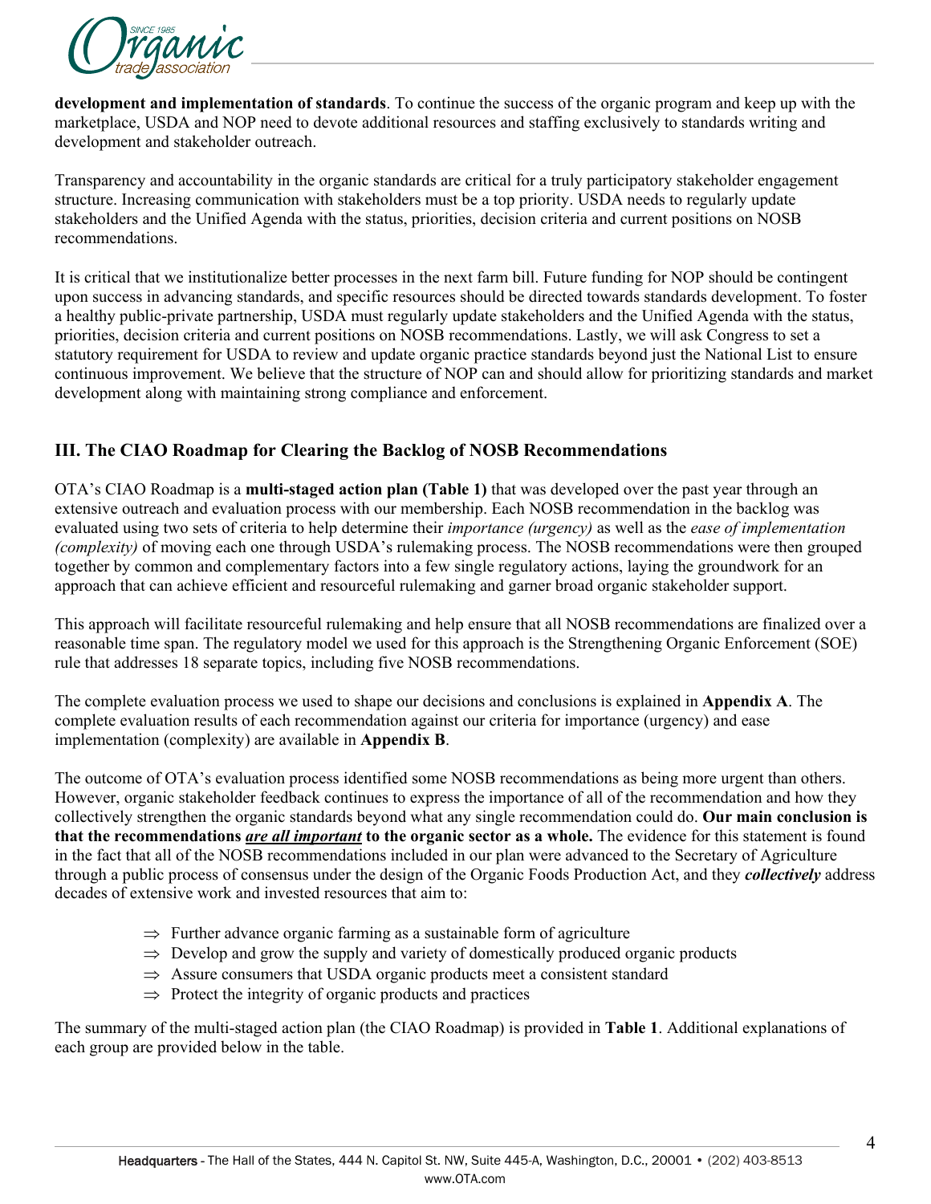**development and implementation of standards**. To continue the success of the organic program and keep up with the marketplace, USDA and NOP need to devote additional resources and staffing exclusively to standards writing and development and stakeholder outreach.

Transparency and accountability in the organic standards are critical for a truly participatory stakeholder engagement structure. Increasing communication with stakeholders must be a top priority. USDA needs to regularly update stakeholders and the Unified Agenda with the status, priorities, decision criteria and current positions on NOSB recommendations.

It is critical that we institutionalize better processes in the next farm bill. Future funding for NOP should be contingent upon success in advancing standards, and specific resources should be directed towards standards development. To foster a healthy public-private partnership, USDA must regularly update stakeholders and the Unified Agenda with the status, priorities, decision criteria and current positions on NOSB recommendations. Lastly, we will ask Congress to set a statutory requirement for USDA to review and update organic practice standards beyond just the National List to ensure continuous improvement. We believe that the structure of NOP can and should allow for prioritizing standards and market development along with maintaining strong compliance and enforcement.

## III. The CIAO Roadmap for Clearing the Backlog of NOSB Recommendations

OTA's CIAO Roadmap is a **multi-staged action plan (Table 1)** that was developed over the past year through an extensive outreach and evaluation process with our membership. Each NOSB recommendation in the backlog was evaluated using two sets of criteria to help determine their *importance (urgency)* as well as the *ease of implementation (complexity)* of moving each one through USDA's rulemaking process. The NOSB recommendations were then grouped together by common and complementary factors into a few single regulatory actions, laying the groundwork for an approach that can achieve efficient and resourceful rulemaking and garner broad organic stakeholder support.

This approach will facilitate resourceful rulemaking and help ensure that all NOSB recommendations are finalized over a reasonable time span. The regulatory model we used for this approach is the Strengthening Organic Enforcement (SOE) rule that addresses 18 separate topics, including five NOSB recommendations.

The complete evaluation process we used to shape our decisions and conclusions is explained in **Appendix A**. The complete evaluation results of each recommendation against our criteria for importance (urgency) and ease implementation (complexity) are available in **Appendix B**.

The outcome of OTA's evaluation process identified some NOSB recommendations as being more urgent than others. However, organic stakeholder feedback continues to express the importance of all of the recommendation and how they collectively strengthen the organic standards beyond what any single recommendation could do. **Our main conclusion is that the recommendations <u>*are all important*</u> to the organic sector as a whole.** The evidence for this statement is found in the fact that all of the NOSB recommendations included in our plan were advanced to the Secretary of Agriculture through a public process of consensus under the design of the Organic Foods Production Act, and they ***collectively*** address decades of extensive work and invested resources that aim to:

- ⇒ Further advance organic farming as a sustainable form of agriculture
- ⇒ Develop and grow the supply and variety of domestically produced organic products
- ⇒ Assure consumers that USDA organic products meet a consistent standard
- ⇒ Protect the integrity of organic products and practices

The summary of the multi-staged action plan (the CIAO Roadmap) is provided in **Table 1**. Additional explanations of each group are provided below in the table.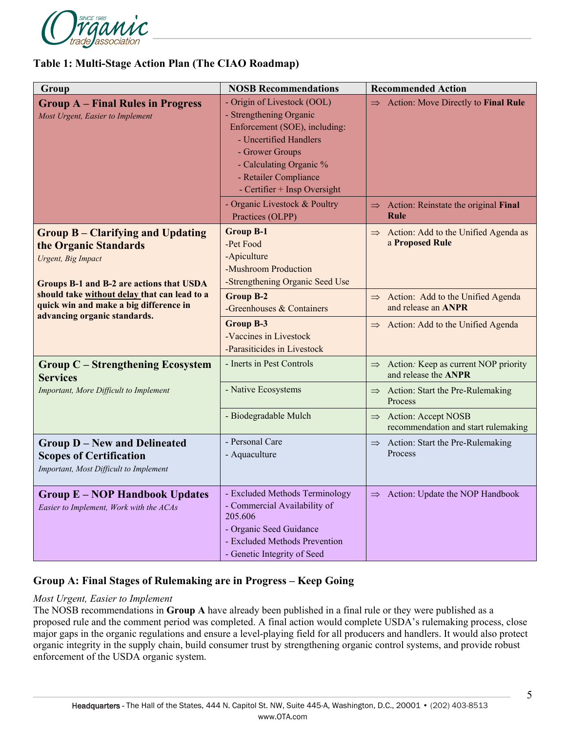**Table 1: Multi-Stage Action Plan (The CIAO Roadmap)**

| Group | NOSB Recommendations | Recommended Action |
|---|---|---|
| **Group A – Final Rules in Progress**<br>*Most Urgent, Easier to Implement* | - Origin of Livestock (OOL)<br>- Strengthening Organic Enforcement (SOE), including:<br>  - Uncertified Handlers<br>  - Grower Groups<br>  - Calculating Organic %<br>  - Retailer Compliance<br>  - Certifier + Insp Oversight | ⇒ Action: Move Directly to **Final Rule** |
| | - Organic Livestock & Poultry Practices (OLPP) | ⇒ Action: Reinstate the original **Final Rule** |
| **Group B – Clarifying and Updating the Organic Standards**<br>*Urgent, Big Impact*<br><br>**Groups B-1 and B-2 are actions that USDA should take without delay that can lead to a quick win and make a big difference in advancing organic standards.** | **Group B-1**<br>-Pet Food<br>-Apiculture<br>-Mushroom Production<br>-Strengthening Organic Seed Use | ⇒ Action: Add to the Unified Agenda as a **Proposed Rule** |
| | **Group B-2**<br>-Greenhouses & Containers | ⇒ Action: Add to the Unified Agenda and release an **ANPR** |
| | **Group B-3**<br>-Vaccines in Livestock<br>-Parasiticides in Livestock | ⇒ Action: Add to the Unified Agenda |
| **Group C – Strengthening Ecosystem Services**<br>*Important, More Difficult to Implement* | - Inerts in Pest Controls | ⇒ Action*:* Keep as current NOP priority and release the **ANPR** |
| | - Native Ecosystems | ⇒ Action: Start the Pre-Rulemaking Process |
| | - Biodegradable Mulch | ⇒ Action: Accept NOSB recommendation and start rulemaking |
| **Group D – New and Delineated Scopes of Certification**<br>*Important, Most Difficult to Implement* | - Personal Care<br>- Aquaculture | ⇒ Action: Start the Pre-Rulemaking Process |
| **Group E – NOP Handbook Updates**<br>*Easier to Implement, Work with the ACAs* | - Excluded Methods Terminology<br>- Commercial Availability of 205.606<br>- Organic Seed Guidance<br>- Excluded Methods Prevention<br>- Genetic Integrity of Seed | ⇒ Action: Update the NOP Handbook |

## Group A: Final Stages of Rulemaking are in Progress – Keep Going

*Most Urgent, Easier to Implement*

The NOSB recommendations in **Group A** have already been published in a final rule or they were published as a proposed rule and the comment period was completed. A final action would complete USDA's rulemaking process, close major gaps in the organic regulations and ensure a level-playing field for all producers and handlers. It would also protect organic integrity in the supply chain, build consumer trust by strengthening organic control systems, and provide robust enforcement of the USDA organic system.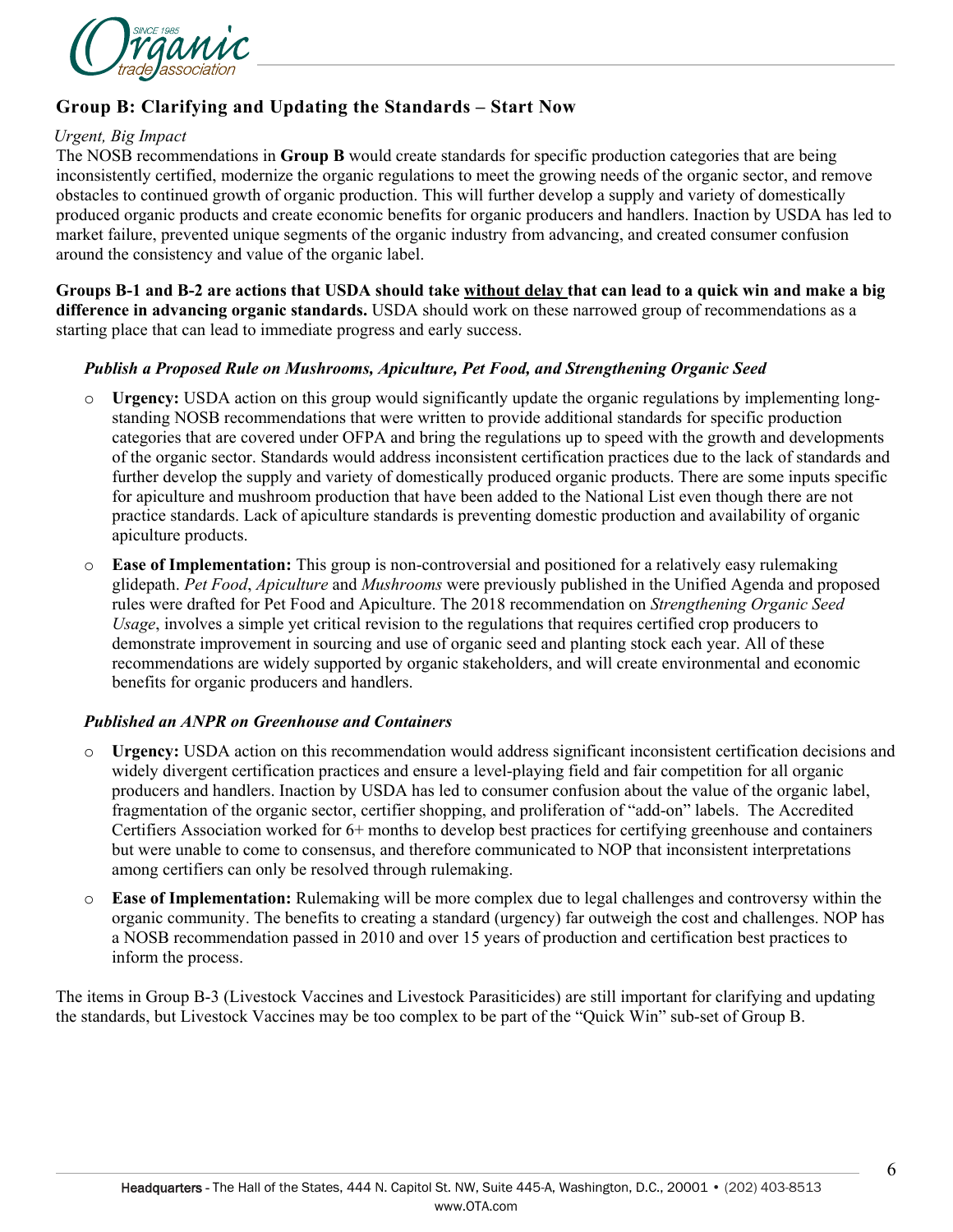## Group B: Clarifying and Updating the Standards – Start Now

*Urgent, Big Impact*

The NOSB recommendations in **Group B** would create standards for specific production categories that are being inconsistently certified, modernize the organic regulations to meet the growing needs of the organic sector, and remove obstacles to continued growth of organic production. This will further develop a supply and variety of domestically produced organic products and create economic benefits for organic producers and handlers. Inaction by USDA has led to market failure, prevented unique segments of the organic industry from advancing, and created consumer confusion around the consistency and value of the organic label.

**Groups B-1 and B-2 are actions that USDA should take <u>without delay</u> that can lead to a quick win and make a big difference in advancing organic standards.** USDA should work on these narrowed group of recommendations as a starting place that can lead to immediate progress and early success.

### *Publish a Proposed Rule on Mushrooms, Apiculture, Pet Food, and Strengthening Organic Seed*

- **Urgency:** USDA action on this group would significantly update the organic regulations by implementing long-standing NOSB recommendations that were written to provide additional standards for specific production categories that are covered under OFPA and bring the regulations up to speed with the growth and developments of the organic sector. Standards would address inconsistent certification practices due to the lack of standards and further develop the supply and variety of domestically produced organic products. There are some inputs specific for apiculture and mushroom production that have been added to the National List even though there are not practice standards. Lack of apiculture standards is preventing domestic production and availability of organic apiculture products.
- **Ease of Implementation:** This group is non-controversial and positioned for a relatively easy rulemaking glidepath. *Pet Food*, *Apiculture* and *Mushrooms* were previously published in the Unified Agenda and proposed rules were drafted for Pet Food and Apiculture. The 2018 recommendation on *Strengthening Organic Seed Usage*, involves a simple yet critical revision to the regulations that requires certified crop producers to demonstrate improvement in sourcing and use of organic seed and planting stock each year. All of these recommendations are widely supported by organic stakeholders, and will create environmental and economic benefits for organic producers and handlers.

### *Published an ANPR on Greenhouse and Containers*

- **Urgency:** USDA action on this recommendation would address significant inconsistent certification decisions and widely divergent certification practices and ensure a level-playing field and fair competition for all organic producers and handlers. Inaction by USDA has led to consumer confusion about the value of the organic label, fragmentation of the organic sector, certifier shopping, and proliferation of "add-on" labels. The Accredited Certifiers Association worked for 6+ months to develop best practices for certifying greenhouse and containers but were unable to come to consensus, and therefore communicated to NOP that inconsistent interpretations among certifiers can only be resolved through rulemaking.
- **Ease of Implementation:** Rulemaking will be more complex due to legal challenges and controversy within the organic community. The benefits to creating a standard (urgency) far outweigh the cost and challenges. NOP has a NOSB recommendation passed in 2010 and over 15 years of production and certification best practices to inform the process.

The items in Group B-3 (Livestock Vaccines and Livestock Parasiticides) are still important for clarifying and updating the standards, but Livestock Vaccines may be too complex to be part of the "Quick Win" sub-set of Group B.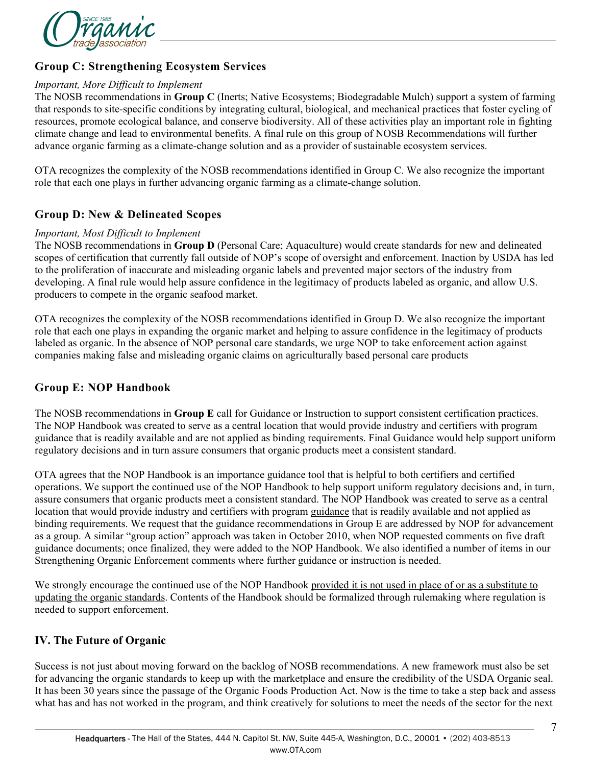## Group C: Strengthening Ecosystem Services

*Important, More Difficult to Implement*

The NOSB recommendations in **Group C** (Inerts; Native Ecosystems; Biodegradable Mulch) support a system of farming that responds to site-specific conditions by integrating cultural, biological, and mechanical practices that foster cycling of resources, promote ecological balance, and conserve biodiversity. All of these activities play an important role in fighting climate change and lead to environmental benefits. A final rule on this group of NOSB Recommendations will further advance organic farming as a climate-change solution and as a provider of sustainable ecosystem services.

OTA recognizes the complexity of the NOSB recommendations identified in Group C. We also recognize the important role that each one plays in further advancing organic farming as a climate-change solution.

## Group D: New & Delineated Scopes

*Important, Most Difficult to Implement*

The NOSB recommendations in **Group D** (Personal Care; Aquaculture) would create standards for new and delineated scopes of certification that currently fall outside of NOP's scope of oversight and enforcement. Inaction by USDA has led to the proliferation of inaccurate and misleading organic labels and prevented major sectors of the industry from developing. A final rule would help assure confidence in the legitimacy of products labeled as organic, and allow U.S. producers to compete in the organic seafood market.

OTA recognizes the complexity of the NOSB recommendations identified in Group D. We also recognize the important role that each one plays in expanding the organic market and helping to assure confidence in the legitimacy of products labeled as organic. In the absence of NOP personal care standards, we urge NOP to take enforcement action against companies making false and misleading organic claims on agriculturally based personal care products

## Group E: NOP Handbook

The NOSB recommendations in **Group E** call for Guidance or Instruction to support consistent certification practices. The NOP Handbook was created to serve as a central location that would provide industry and certifiers with program guidance that is readily available and are not applied as binding requirements. Final Guidance would help support uniform regulatory decisions and in turn assure consumers that organic products meet a consistent standard.

OTA agrees that the NOP Handbook is an importance guidance tool that is helpful to both certifiers and certified operations. We support the continued use of the NOP Handbook to help support uniform regulatory decisions and, in turn, assure consumers that organic products meet a consistent standard. The NOP Handbook was created to serve as a central location that would provide industry and certifiers with program guidance that is readily available and not applied as binding requirements. We request that the guidance recommendations in Group E are addressed by NOP for advancement as a group. A similar "group action" approach was taken in October 2010, when NOP requested comments on five draft guidance documents; once finalized, they were added to the NOP Handbook. We also identified a number of items in our Strengthening Organic Enforcement comments where further guidance or instruction is needed.

We strongly encourage the continued use of the NOP Handbook provided it is not used in place of or as a substitute to updating the organic standards. Contents of the Handbook should be formalized through rulemaking where regulation is needed to support enforcement.

## IV. The Future of Organic

Success is not just about moving forward on the backlog of NOSB recommendations. A new framework must also be set for advancing the organic standards to keep up with the marketplace and ensure the credibility of the USDA Organic seal. It has been 30 years since the passage of the Organic Foods Production Act. Now is the time to take a step back and assess what has and has not worked in the program, and think creatively for solutions to meet the needs of the sector for the next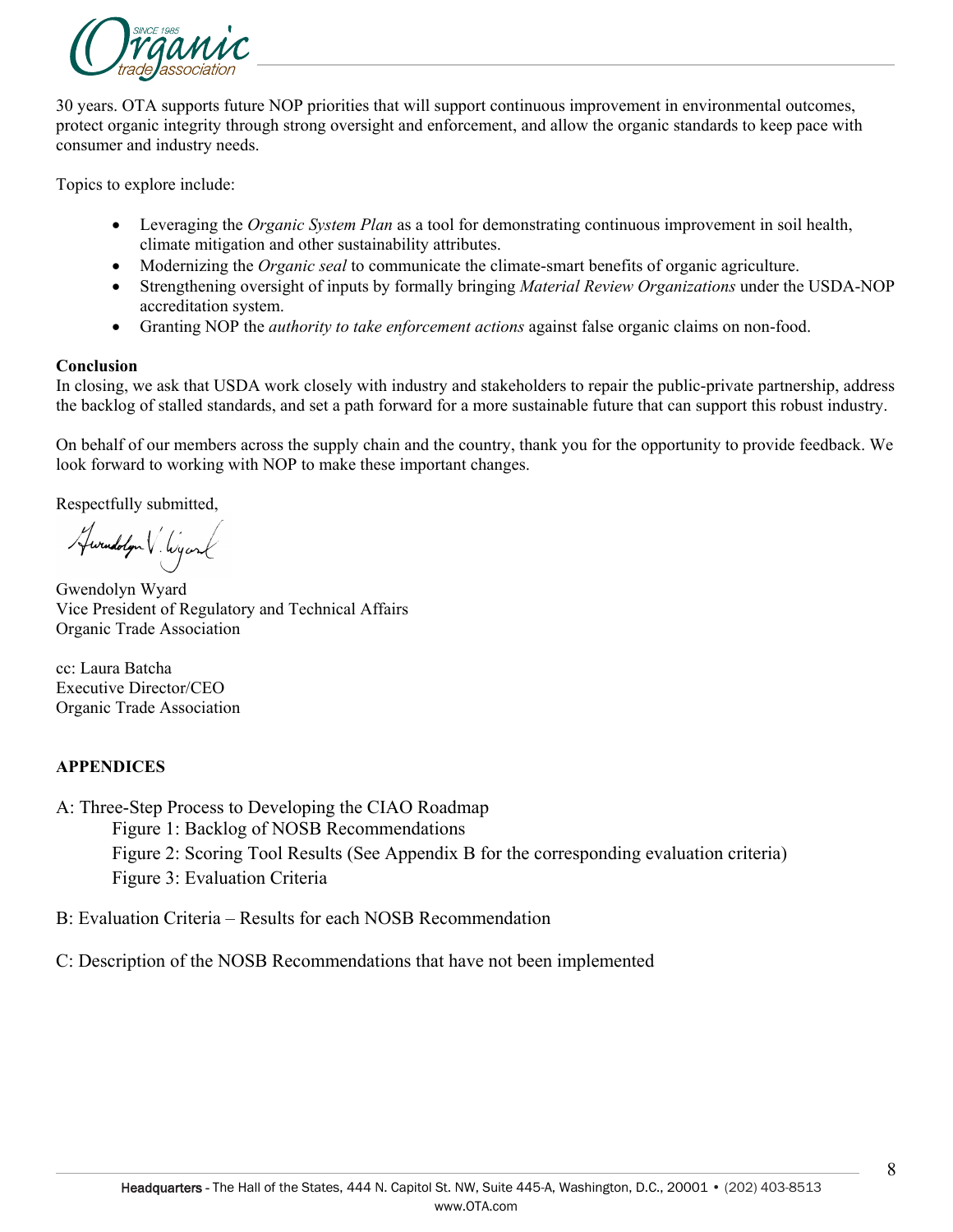30 years. OTA supports future NOP priorities that will support continuous improvement in environmental outcomes, protect organic integrity through strong oversight and enforcement, and allow the organic standards to keep pace with consumer and industry needs.

Topics to explore include:

- Leveraging the *Organic System Plan* as a tool for demonstrating continuous improvement in soil health, climate mitigation and other sustainability attributes.
- Modernizing the *Organic seal* to communicate the climate-smart benefits of organic agriculture.
- Strengthening oversight of inputs by formally bringing *Material Review Organizations* under the USDA-NOP accreditation system.
- Granting NOP the *authority to take enforcement actions* against false organic claims on non-food.

**Conclusion**

In closing, we ask that USDA work closely with industry and stakeholders to repair the public-private partnership, address the backlog of stalled standards, and set a path forward for a more sustainable future that can support this robust industry.

On behalf of our members across the supply chain and the country, thank you for the opportunity to provide feedback. We look forward to working with NOP to make these important changes.

Respectfully submitted,

Gwendolyn Wyard
Vice President of Regulatory and Technical Affairs
Organic Trade Association

cc: Laura Batcha
Executive Director/CEO
Organic Trade Association

**APPENDICES**

A: Three-Step Process to Developing the CIAO Roadmap
  Figure 1: Backlog of NOSB Recommendations
  Figure 2: Scoring Tool Results (See Appendix B for the corresponding evaluation criteria)
  Figure 3: Evaluation Criteria

B: Evaluation Criteria – Results for each NOSB Recommendation

C: Description of the NOSB Recommendations that have not been implemented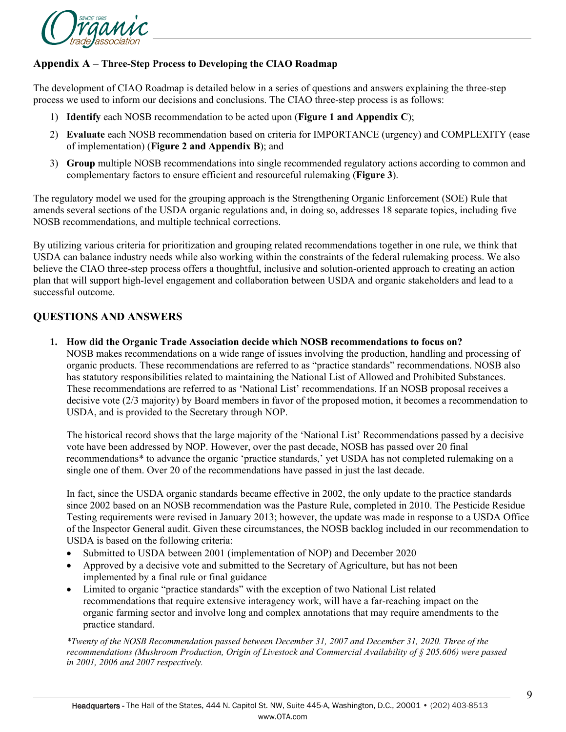## Appendix A – Three-Step Process to Developing the CIAO Roadmap

The development of CIAO Roadmap is detailed below in a series of questions and answers explaining the three-step process we used to inform our decisions and conclusions. The CIAO three-step process is as follows:

1) **Identify** each NOSB recommendation to be acted upon (**Figure 1 and Appendix C**);
2) **Evaluate** each NOSB recommendation based on criteria for IMPORTANCE (urgency) and COMPLEXITY (ease of implementation) (**Figure 2 and Appendix B**); and
3) **Group** multiple NOSB recommendations into single recommended regulatory actions according to common and complementary factors to ensure efficient and resourceful rulemaking (**Figure 3**).

The regulatory model we used for the grouping approach is the Strengthening Organic Enforcement (SOE) Rule that amends several sections of the USDA organic regulations and, in doing so, addresses 18 separate topics, including five NOSB recommendations, and multiple technical corrections.

By utilizing various criteria for prioritization and grouping related recommendations together in one rule, we think that USDA can balance industry needs while also working within the constraints of the federal rulemaking process. We also believe the CIAO three-step process offers a thoughtful, inclusive and solution-oriented approach to creating an action plan that will support high-level engagement and collaboration between USDA and organic stakeholders and lead to a successful outcome.

## QUESTIONS AND ANSWERS

1. **How did the Organic Trade Association decide which NOSB recommendations to focus on?**
   NOSB makes recommendations on a wide range of issues involving the production, handling and processing of organic products. These recommendations are referred to as "practice standards" recommendations. NOSB also has statutory responsibilities related to maintaining the National List of Allowed and Prohibited Substances. These recommendations are referred to as 'National List' recommendations. If an NOSB proposal receives a decisive vote (2/3 majority) by Board members in favor of the proposed motion, it becomes a recommendation to USDA, and is provided to the Secretary through NOP.

   The historical record shows that the large majority of the 'National List' Recommendations passed by a decisive vote have been addressed by NOP. However, over the past decade, NOSB has passed over 20 final recommendations* to advance the organic 'practice standards,' yet USDA has not completed rulemaking on a single one of them. Over 20 of the recommendations have passed in just the last decade.

   In fact, since the USDA organic standards became effective in 2002, the only update to the practice standards since 2002 based on an NOSB recommendation was the Pasture Rule, completed in 2010. The Pesticide Residue Testing requirements were revised in January 2013; however, the update was made in response to a USDA Office of the Inspector General audit. Given these circumstances, the NOSB backlog included in our recommendation to USDA is based on the following criteria:
   - Submitted to USDA between 2001 (implementation of NOP) and December 2020
   - Approved by a decisive vote and submitted to the Secretary of Agriculture, but has not been implemented by a final rule or final guidance
   - Limited to organic "practice standards" with the exception of two National List related recommendations that require extensive interagency work, will have a far-reaching impact on the organic farming sector and involve long and complex annotations that may require amendments to the practice standard.

   *\*Twenty of the NOSB Recommendation passed between December 31, 2007 and December 31, 2020. Three of the recommendations (Mushroom Production, Origin of Livestock and Commercial Availability of § 205.606) were passed in 2001, 2006 and 2007 respectively.*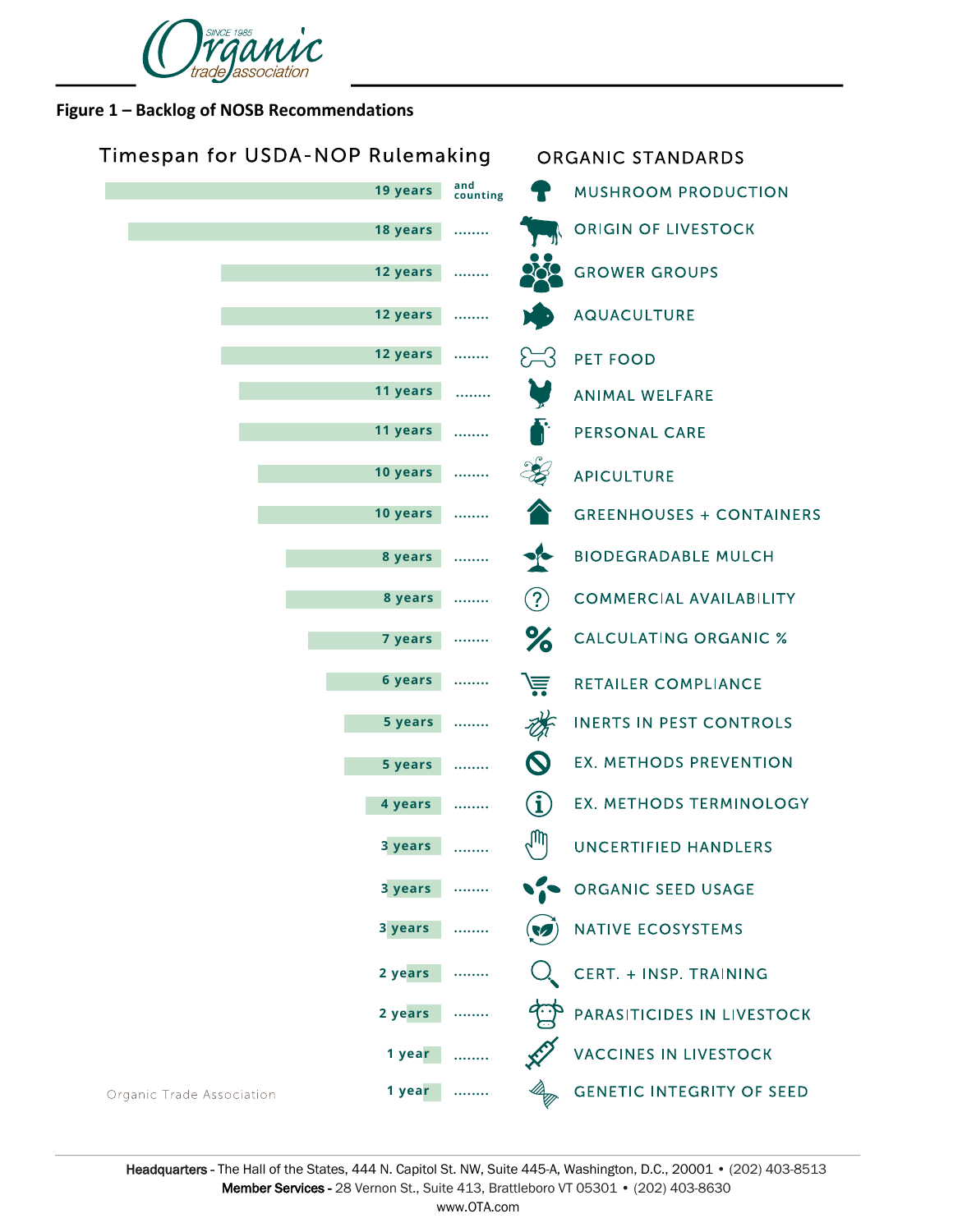**Figure 1 – Backlog of NOSB Recommendations**

| Timespan for USDA-NOP Rulemaking | | ORGANIC STANDARDS |
|---|---|---|
| 19 years | and counting | MUSHROOM PRODUCTION |
| 18 years | ........ | ORIGIN OF LIVESTOCK |
| 12 years | ........ | GROWER GROUPS |
| 12 years | ........ | AQUACULTURE |
| 12 years | ........ | PET FOOD |
| 11 years | ........ | ANIMAL WELFARE |
| 11 years | ........ | PERSONAL CARE |
| 10 years | ........ | APICULTURE |
| 10 years | ........ | GREENHOUSES + CONTAINERS |
| 8 years | ........ | BIODEGRADABLE MULCH |
| 8 years | ........ | COMMERCIAL AVAILABILITY |
| 7 years | ........ | CALCULATING ORGANIC % |
| 6 years | ........ | RETAILER COMPLIANCE |
| 5 years | ........ | INERTS IN PEST CONTROLS |
| 5 years | ........ | EX. METHODS PREVENTION |
| 4 years | ........ | EX. METHODS TERMINOLOGY |
| 3 years | ........ | UNCERTIFIED HANDLERS |
| 3 years | ........ | ORGANIC SEED USAGE |
| 3 years | ........ | NATIVE ECOSYSTEMS |
| 2 years | ........ | CERT. + INSP. TRAINING |
| 2 years | ........ | PARASITICIDES IN LIVESTOCK |
| 1 year | ........ | VACCINES IN LIVESTOCK |
| 1 year | ........ | GENETIC INTEGRITY OF SEED |

Organic Trade Association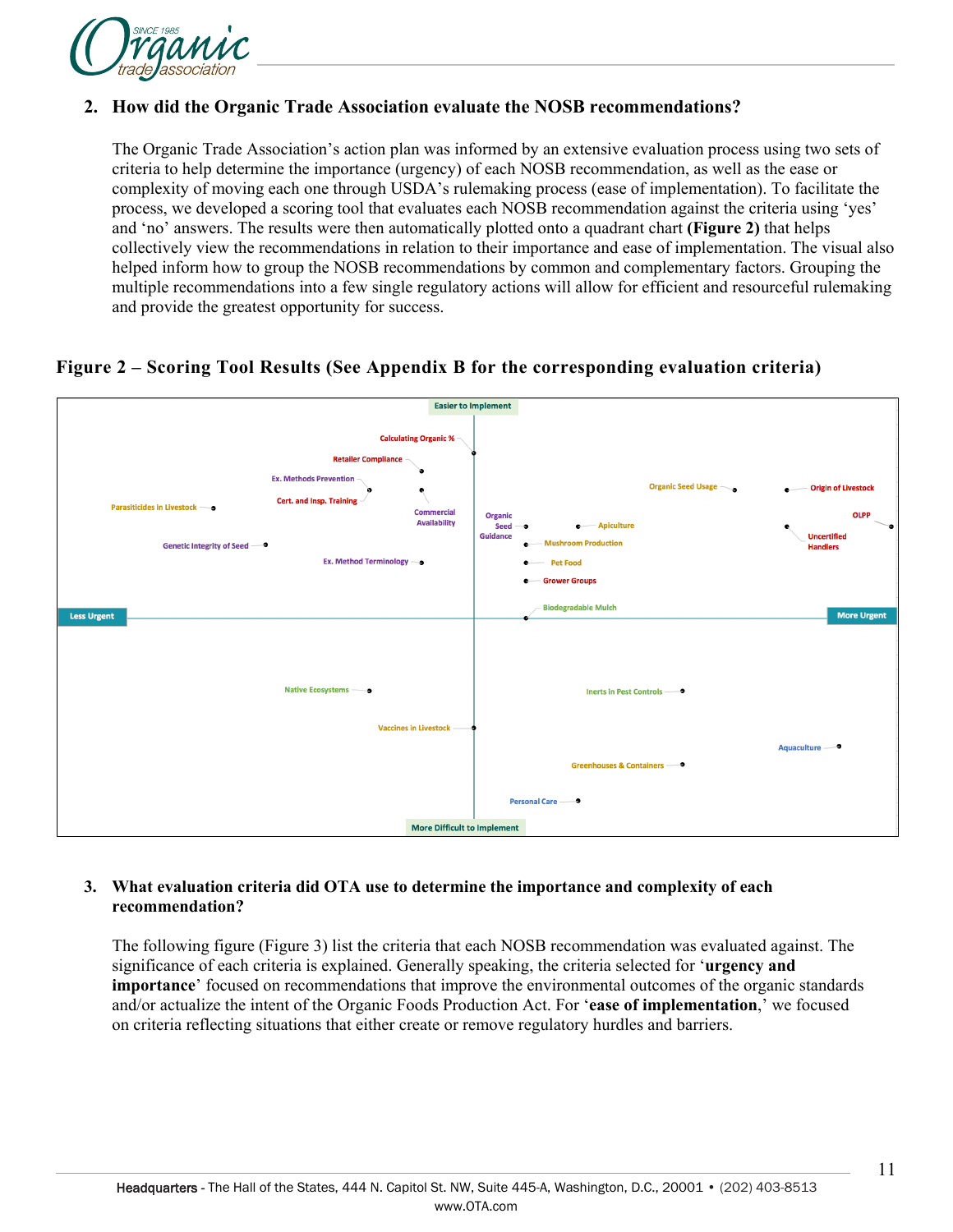2. **How did the Organic Trade Association evaluate the NOSB recommendations?**

   The Organic Trade Association's action plan was informed by an extensive evaluation process using two sets of criteria to help determine the importance (urgency) of each NOSB recommendation, as well as the ease or complexity of moving each one through USDA's rulemaking process (ease of implementation). To facilitate the process, we developed a scoring tool that evaluates each NOSB recommendation against the criteria using 'yes' and 'no' answers. The results were then automatically plotted onto a quadrant chart **(Figure 2)** that helps collectively view the recommendations in relation to their importance and ease of implementation. The visual also helped inform how to group the NOSB recommendations by common and complementary factors. Grouping the multiple recommendations into a few single regulatory actions will allow for efficient and resourceful rulemaking and provide the greatest opportunity for success.

**Figure 2 – Scoring Tool Results (See Appendix B for the corresponding evaluation criteria)**

Easier to Implement

Calculating Organic %
Retailer Compliance
Ex. Methods Prevention
Cert. and Insp. Training
Commercial Availability
Parasiticides in Livestock
Genetic Integrity of Seed
Ex. Method Terminology
Organic Seed Guidance
Apiculture
Mushroom Production
Pet Food
Grower Groups
Biodegradable Mulch
Organic Seed Usage
Origin of Livestock
OLPP
Uncertified Handlers

Less Urgent — More Urgent

Native Ecosystems
Vaccines in Livestock
Inerts in Pest Controls
Aquaculture
Greenhouses & Containers
Personal Care

More Difficult to Implement

3. **What evaluation criteria did OTA use to determine the importance and complexity of each recommendation?**

   The following figure (Figure 3) list the criteria that each NOSB recommendation was evaluated against. The significance of each criteria is explained. Generally speaking, the criteria selected for '**urgency and importance**' focused on recommendations that improve the environmental outcomes of the organic standards and/or actualize the intent of the Organic Foods Production Act. For '**ease of implementation**,' we focused on criteria reflecting situations that either create or remove regulatory hurdles and barriers.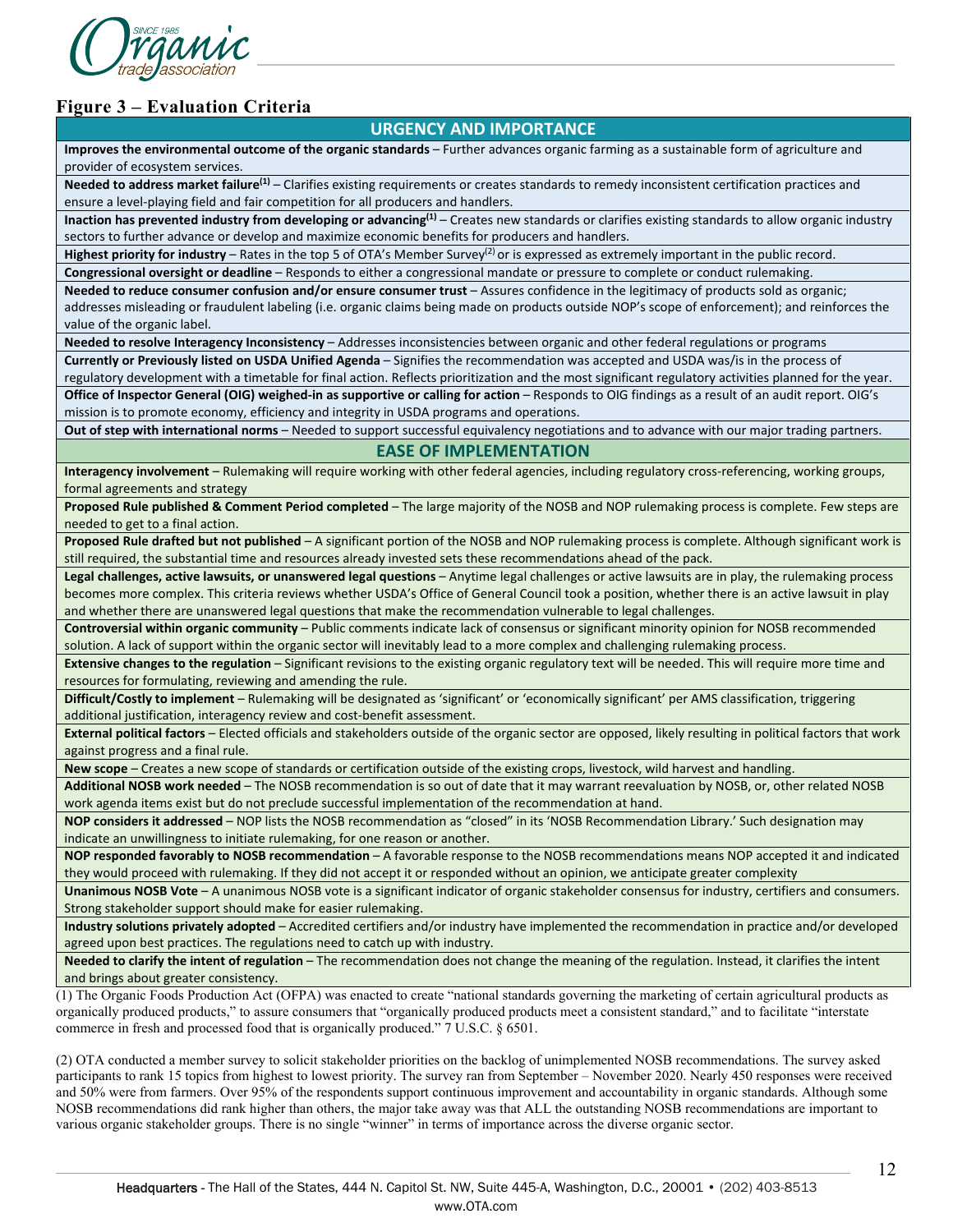## Figure 3 – Evaluation Criteria

| URGENCY AND IMPORTANCE |
|---|
| **Improves the environmental outcome of the organic standards** – Further advances organic farming as a sustainable form of agriculture and provider of ecosystem services. |
| **Needed to address market failure[(1)]** – Clarifies existing requirements or creates standards to remedy inconsistent certification practices and ensure a level-playing field and fair competition for all producers and handlers. |
| **Inaction has prevented industry from developing or advancing[(1)]** – Creates new standards or clarifies existing standards to allow organic industry sectors to further advance or develop and maximize economic benefits for producers and handlers. |
| **Highest priority for industry** – Rates in the top 5 of OTA's Member Survey[(2)] or is expressed as extremely important in the public record. |
| **Congressional oversight or deadline** – Responds to either a congressional mandate or pressure to complete or conduct rulemaking. |
| **Needed to reduce consumer confusion and/or ensure consumer trust** – Assures confidence in the legitimacy of products sold as organic; addresses misleading or fraudulent labeling (i.e. organic claims being made on products outside NOP's scope of enforcement); and reinforces the value of the organic label. |
| **Needed to resolve Interagency Inconsistency** – Addresses inconsistencies between organic and other federal regulations or programs |
| **Currently or Previously listed on USDA Unified Agenda** – Signifies the recommendation was accepted and USDA was/is in the process of regulatory development with a timetable for final action. Reflects prioritization and the most significant regulatory activities planned for the year. |
| **Office of Inspector General (OIG) weighed-in as supportive or calling for action** – Responds to OIG findings as a result of an audit report. OIG's mission is to promote economy, efficiency and integrity in USDA programs and operations. |
| **Out of step with international norms** – Needed to support successful equivalency negotiations and to advance with our major trading partners. |
| **EASE OF IMPLEMENTATION** |
| **Interagency involvement** – Rulemaking will require working with other federal agencies, including regulatory cross-referencing, working groups, formal agreements and strategy |
| **Proposed Rule published & Comment Period completed** – The large majority of the NOSB and NOP rulemaking process is complete. Few steps are needed to get to a final action. |
| **Proposed Rule drafted but not published** – A significant portion of the NOSB and NOP rulemaking process is complete. Although significant work is still required, the substantial time and resources already invested sets these recommendations ahead of the pack. |
| **Legal challenges, active lawsuits, or unanswered legal questions** – Anytime legal challenges or active lawsuits are in play, the rulemaking process becomes more complex. This criteria reviews whether USDA's Office of General Council took a position, whether there is an active lawsuit in play and whether there are unanswered legal questions that make the recommendation vulnerable to legal challenges. |
| **Controversial within organic community** – Public comments indicate lack of consensus or significant minority opinion for NOSB recommended solution. A lack of support within the organic sector will inevitably lead to a more complex and challenging rulemaking process. |
| **Extensive changes to the regulation** – Significant revisions to the existing organic regulatory text will be needed. This will require more time and resources for formulating, reviewing and amending the rule. |
| **Difficult/Costly to implement** – Rulemaking will be designated as 'significant' or 'economically significant' per AMS classification, triggering additional justification, interagency review and cost-benefit assessment. |
| **External political factors** – Elected officials and stakeholders outside of the organic sector are opposed, likely resulting in political factors that work against progress and a final rule. |
| **New scope** – Creates a new scope of standards or certification outside of the existing crops, livestock, wild harvest and handling. |
| **Additional NOSB work needed** – The NOSB recommendation is so out of date that it may warrant reevaluation by NOSB, or, other related NOSB work agenda items exist but do not preclude successful implementation of the recommendation at hand. |
| **NOP considers it addressed** – NOP lists the NOSB recommendation as "closed" in its 'NOSB Recommendation Library.' Such designation may indicate an unwillingness to initiate rulemaking, for one reason or another. |
| **NOP responded favorably to NOSB recommendation** – A favorable response to the NOSB recommendations means NOP accepted it and indicated they would proceed with rulemaking. If they did not accept it or responded without an opinion, we anticipate greater complexity |
| **Unanimous NOSB Vote** – A unanimous NOSB vote is a significant indicator of organic stakeholder consensus for industry, certifiers and consumers. Strong stakeholder support should make for easier rulemaking. |
| **Industry solutions privately adopted** – Accredited certifiers and/or industry have implemented the recommendation in practice and/or developed agreed upon best practices. The regulations need to catch up with industry. |
| **Needed to clarify the intent of regulation** – The recommendation does not change the meaning of the regulation. Instead, it clarifies the intent and brings about greater consistency. |

(1) The Organic Foods Production Act (OFPA) was enacted to create "national standards governing the marketing of certain agricultural products as organically produced products," to assure consumers that "organically produced products meet a consistent standard," and to facilitate "interstate commerce in fresh and processed food that is organically produced." 7 U.S.C. § 6501.

(2) OTA conducted a member survey to solicit stakeholder priorities on the backlog of unimplemented NOSB recommendations. The survey asked participants to rank 15 topics from highest to lowest priority. The survey ran from September – November 2020. Nearly 450 responses were received and 50% were from farmers. Over 95% of the respondents support continuous improvement and accountability in organic standards. Although some NOSB recommendations did rank higher than others, the major take away was that ALL the outstanding NOSB recommendations are important to various organic stakeholder groups. There is no single "winner" in terms of importance across the diverse organic sector.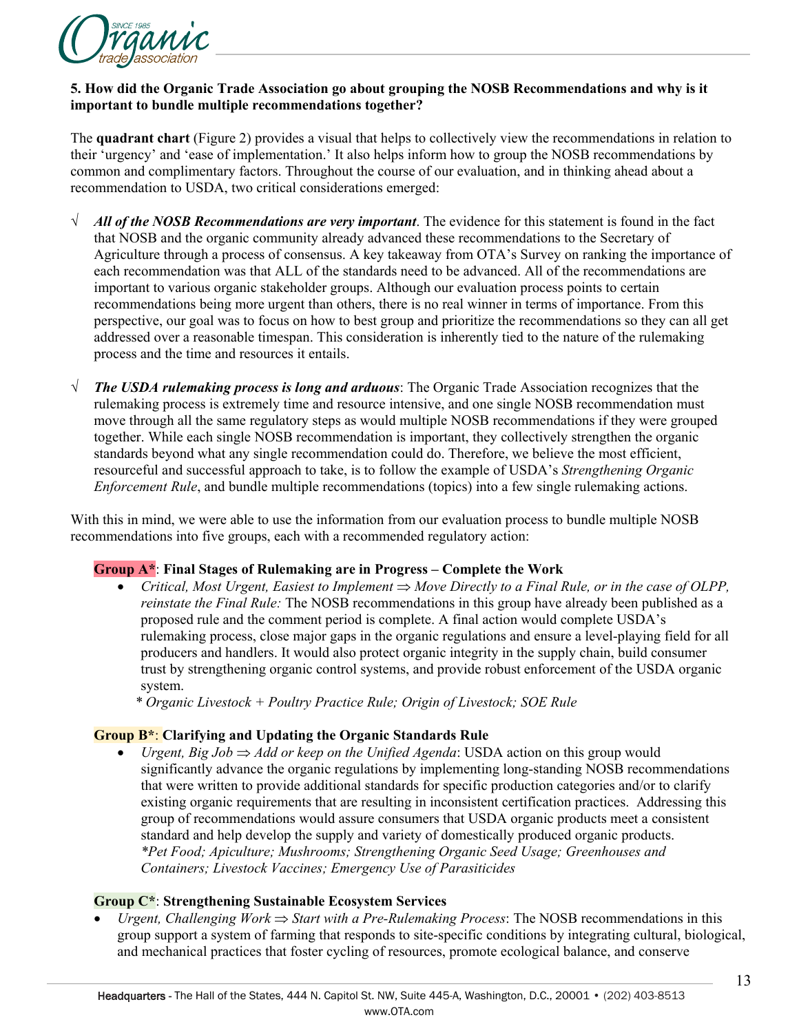**5. How did the Organic Trade Association go about grouping the NOSB Recommendations and why is it important to bundle multiple recommendations together?**

The **quadrant chart** (Figure 2) provides a visual that helps to collectively view the recommendations in relation to their 'urgency' and 'ease of implementation.' It also helps inform how to group the NOSB recommendations by common and complimentary factors. Throughout the course of our evaluation, and in thinking ahead about a recommendation to USDA, two critical considerations emerged:

√ ***All of the NOSB Recommendations are very important***. The evidence for this statement is found in the fact that NOSB and the organic community already advanced these recommendations to the Secretary of Agriculture through a process of consensus. A key takeaway from OTA's Survey on ranking the importance of each recommendation was that ALL of the standards need to be advanced. All of the recommendations are important to various organic stakeholder groups. Although our evaluation process points to certain recommendations being more urgent than others, there is no real winner in terms of importance. From this perspective, our goal was to focus on how to best group and prioritize the recommendations so they can all get addressed over a reasonable timespan. This consideration is inherently tied to the nature of the rulemaking process and the time and resources it entails.

√ ***The USDA rulemaking process is long and arduous***: The Organic Trade Association recognizes that the rulemaking process is extremely time and resource intensive, and one single NOSB recommendation must move through all the same regulatory steps as would multiple NOSB recommendations if they were grouped together. While each single NOSB recommendation is important, they collectively strengthen the organic standards beyond what any single recommendation could do. Therefore, we believe the most efficient, resourceful and successful approach to take, is to follow the example of USDA's *Strengthening Organic Enforcement Rule*, and bundle multiple recommendations (topics) into a few single rulemaking actions.

With this in mind, we were able to use the information from our evaluation process to bundle multiple NOSB recommendations into five groups, each with a recommended regulatory action:

**Group A\***: **Final Stages of Rulemaking are in Progress – Complete the Work**

- *Critical, Most Urgent, Easiest to Implement ⇒ Move Directly to a Final Rule, or in the case of OLPP, reinstate the Final Rule:* The NOSB recommendations in this group have already been published as a proposed rule and the comment period is complete. A final action would complete USDA's rulemaking process, close major gaps in the organic regulations and ensure a level-playing field for all producers and handlers. It would also protect organic integrity in the supply chain, build consumer trust by strengthening organic control systems, and provide robust enforcement of the USDA organic system.

  *\* Organic Livestock + Poultry Practice Rule; Origin of Livestock; SOE Rule*

**Group B\***: **Clarifying and Updating the Organic Standards Rule**

- *Urgent, Big Job ⇒ Add or keep on the Unified Agenda*: USDA action on this group would significantly advance the organic regulations by implementing long-standing NOSB recommendations that were written to provide additional standards for specific production categories and/or to clarify existing organic requirements that are resulting in inconsistent certification practices. Addressing this group of recommendations would assure consumers that USDA organic products meet a consistent standard and help develop the supply and variety of domestically produced organic products. *\*Pet Food; Apiculture; Mushrooms; Strengthening Organic Seed Usage; Greenhouses and Containers; Livestock Vaccines; Emergency Use of Parasiticides*

**Group C\***: **Strengthening Sustainable Ecosystem Services**

- *Urgent, Challenging Work ⇒ Start with a Pre-Rulemaking Process*: The NOSB recommendations in this group support a system of farming that responds to site-specific conditions by integrating cultural, biological, and mechanical practices that foster cycling of resources, promote ecological balance, and conserve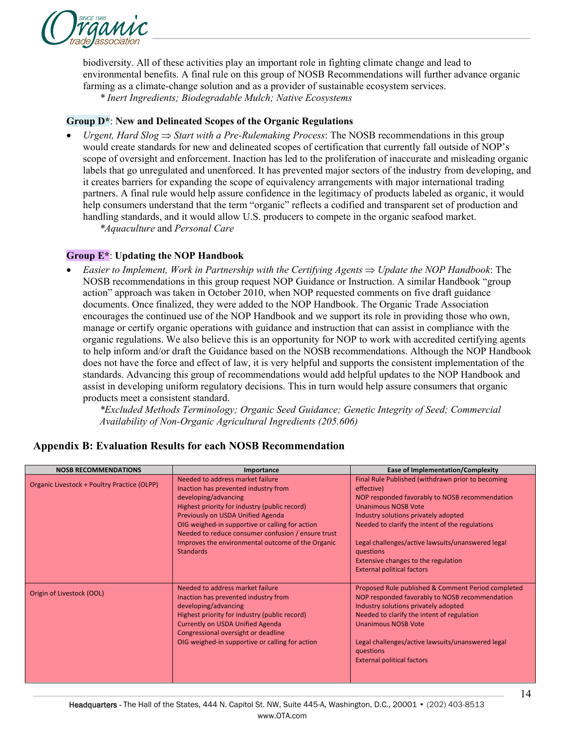biodiversity. All of these activities play an important role in fighting climate change and lead to environmental benefits. A final rule on this group of NOSB Recommendations will further advance organic farming as a climate-change solution and as a provider of sustainable ecosystem services.

*\* Inert Ingredients; Biodegradable Mulch; Native Ecosystems*

**Group D\***: **New and Delineated Scopes of the Organic Regulations**

- *Urgent, Hard Slog ⇒ Start with a Pre-Rulemaking Process*: The NOSB recommendations in this group would create standards for new and delineated scopes of certification that currently fall outside of NOP's scope of oversight and enforcement. Inaction has led to the proliferation of inaccurate and misleading organic labels that go unregulated and unenforced. It has prevented major sectors of the industry from developing, and it creates barriers for expanding the scope of equivalency arrangements with major international trading partners. A final rule would help assure confidence in the legitimacy of products labeled as organic, it would help consumers understand that the term "organic" reflects a codified and transparent set of production and handling standards, and it would allow U.S. producers to compete in the organic seafood market.

  \**Aquaculture* and *Personal Care*

**Group E\***: **Updating the NOP Handbook**

- *Easier to Implement, Work in Partnership with the Certifying Agents ⇒ Update the NOP Handbook*: The NOSB recommendations in this group request NOP Guidance or Instruction. A similar Handbook "group action" approach was taken in October 2010, when NOP requested comments on five draft guidance documents. Once finalized, they were added to the NOP Handbook. The Organic Trade Association encourages the continued use of the NOP Handbook and we support its role in providing those who own, manage or certify organic operations with guidance and instruction that can assist in compliance with the organic regulations. We also believe this is an opportunity for NOP to work with accredited certifying agents to help inform and/or draft the Guidance based on the NOSB recommendations. Although the NOP Handbook does not have the force and effect of law, it is very helpful and supports the consistent implementation of the standards. Advancing this group of recommendations would add helpful updates to the NOP Handbook and assist in developing uniform regulatory decisions. This in turn would help assure consumers that organic products meet a consistent standard.

  *\*Excluded Methods Terminology; Organic Seed Guidance; Genetic Integrity of Seed; Commercial Availability of Non-Organic Agricultural Ingredients (205.606)*

## Appendix B: Evaluation Results for each NOSB Recommendation

| NOSB RECOMMENDATIONS | Importance | Ease of Implementation/Complexity |
|---|---|---|
| Organic Livestock + Poultry Practice (OLPP) | Needed to address market failure<br>Inaction has prevented industry from developing/advancing<br>Highest priority for industry (public record)<br>Previously on USDA Unified Agenda<br>OIG weighed-in supportive or calling for action<br>Needed to reduce consumer confusion / ensure trust<br>Improves the environmental outcome of the Organic Standards | Final Rule Published (withdrawn prior to becoming effective)<br>NOP responded favorably to NOSB recommendation<br>Unanimous NOSB Vote<br>Industry solutions privately adopted<br>Needed to clarify the intent of the regulations<br><br>Legal challenges/active lawsuits/unanswered legal questions<br>Extensive changes to the regulation<br>External political factors |
| Origin of Livestock (OOL) | Needed to address market failure<br>Inaction has prevented industry from developing/advancing<br>Highest priority for industry (public record)<br>Currently on USDA Unified Agenda<br>Congressional oversight or deadline<br>OIG weighed-in supportive or calling for action | Proposed Rule published & Comment Period completed<br>NOP responded favorably to NOSB recommendation<br>Industry solutions privately adopted<br>Needed to clarify the intent of regulation<br>Unanimous NOSB Vote<br><br>Legal challenges/active lawsuits/unanswered legal questions<br>External political factors |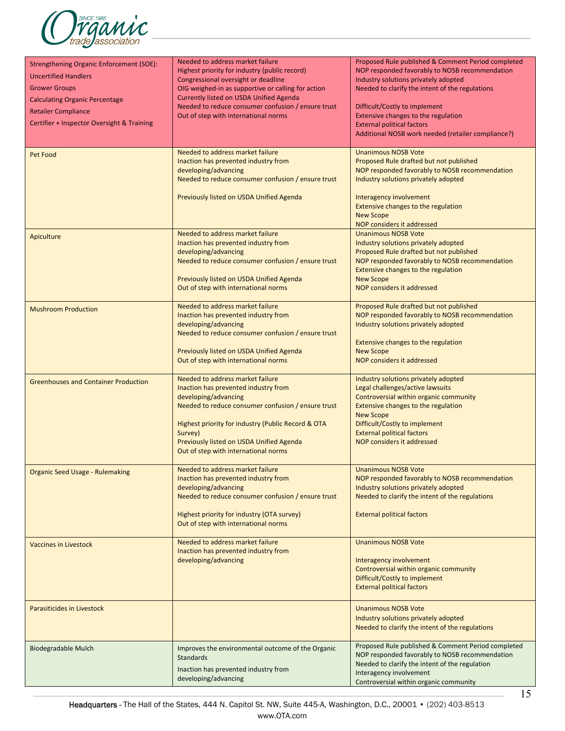| | | |
|---|---|---|
| Strengthening Organic Enforcement (SOE):<br>Uncertified Handlers<br>Grower Groups<br>Calculating Organic Percentage<br>Retailer Compliance<br>Certifier + Inspector Oversight & Training | Needed to address market failure<br>Highest priority for industry (public record)<br>Congressional oversight or deadline<br>OIG weighed-in as supportive or calling for action<br>Currently listed on USDA Unified Agenda<br>Needed to reduce consumer confusion / ensure trust<br>Out of step with international norms | Proposed Rule published & Comment Period completed<br>NOP responded favorably to NOSB recommendation<br>Industry solutions privately adopted<br>Needed to clarify the intent of the regulations<br><br>Difficult/Costly to implement<br>Extensive changes to the regulation<br>External political factors<br>Additional NOSB work needed (retailer compliance?) |
| Pet Food | Needed to address market failure<br>Inaction has prevented industry from developing/advancing<br>Needed to reduce consumer confusion / ensure trust<br><br>Previously listed on USDA Unified Agenda | Unanimous NOSB Vote<br>Proposed Rule drafted but not published<br>NOP responded favorably to NOSB recommendation<br>Industry solutions privately adopted<br><br>Interagency involvement<br>Extensive changes to the regulation<br>New Scope<br>NOP considers it addressed |
| Apiculture | Needed to address market failure<br>Inaction has prevented industry from developing/advancing<br>Needed to reduce consumer confusion / ensure trust<br><br>Previously listed on USDA Unified Agenda<br>Out of step with international norms | Unanimous NOSB Vote<br>Industry solutions privately adopted<br>Proposed Rule drafted but not published<br>NOP responded favorably to NOSB recommendation<br>Extensive changes to the regulation<br>New Scope<br>NOP considers it addressed |
| Mushroom Production | Needed to address market failure<br>Inaction has prevented industry from developing/advancing<br>Needed to reduce consumer confusion / ensure trust<br><br>Previously listed on USDA Unified Agenda<br>Out of step with international norms | Proposed Rule drafted but not published<br>NOP responded favorably to NOSB recommendation<br>Industry solutions privately adopted<br><br>Extensive changes to the regulation<br>New Scope<br>NOP considers it addressed |
| Greenhouses and Container Production | Needed to address market failure<br>Inaction has prevented industry from developing/advancing<br>Needed to reduce consumer confusion / ensure trust<br><br>Highest priority for industry (Public Record & OTA Survey)<br>Previously listed on USDA Unified Agenda<br>Out of step with international norms | Industry solutions privately adopted<br>Legal challenges/active lawsuits<br>Controversial within organic community<br>Extensive changes to the regulation<br>New Scope<br>Difficult/Costly to implement<br>External political factors<br>NOP considers it addressed |
| Organic Seed Usage - Rulemaking | Needed to address market failure<br>Inaction has prevented industry from developing/advancing<br>Needed to reduce consumer confusion / ensure trust<br><br>Highest priority for industry (OTA survey)<br>Out of step with international norms | Unanimous NOSB Vote<br>NOP responded favorably to NOSB recommendation<br>Industry solutions privately adopted<br>Needed to clarify the intent of the regulations<br><br>External political factors |
| Vaccines in Livestock | Needed to address market failure<br>Inaction has prevented industry from developing/advancing | Unanimous NOSB Vote<br><br>Interagency involvement<br>Controversial within organic community<br>Difficult/Costly to implement<br>External political factors |
| Parasiticides in Livestock | | Unanimous NOSB Vote<br>Industry solutions privately adopted<br>Needed to clarify the intent of the regulations |
| Biodegradable Mulch | Improves the environmental outcome of the Organic Standards<br>Inaction has prevented industry from developing/advancing | Proposed Rule published & Comment Period completed<br>NOP responded favorably to NOSB recommendation<br>Needed to clarify the intent of the regulation<br>Interagency involvement<br>Controversial within organic community |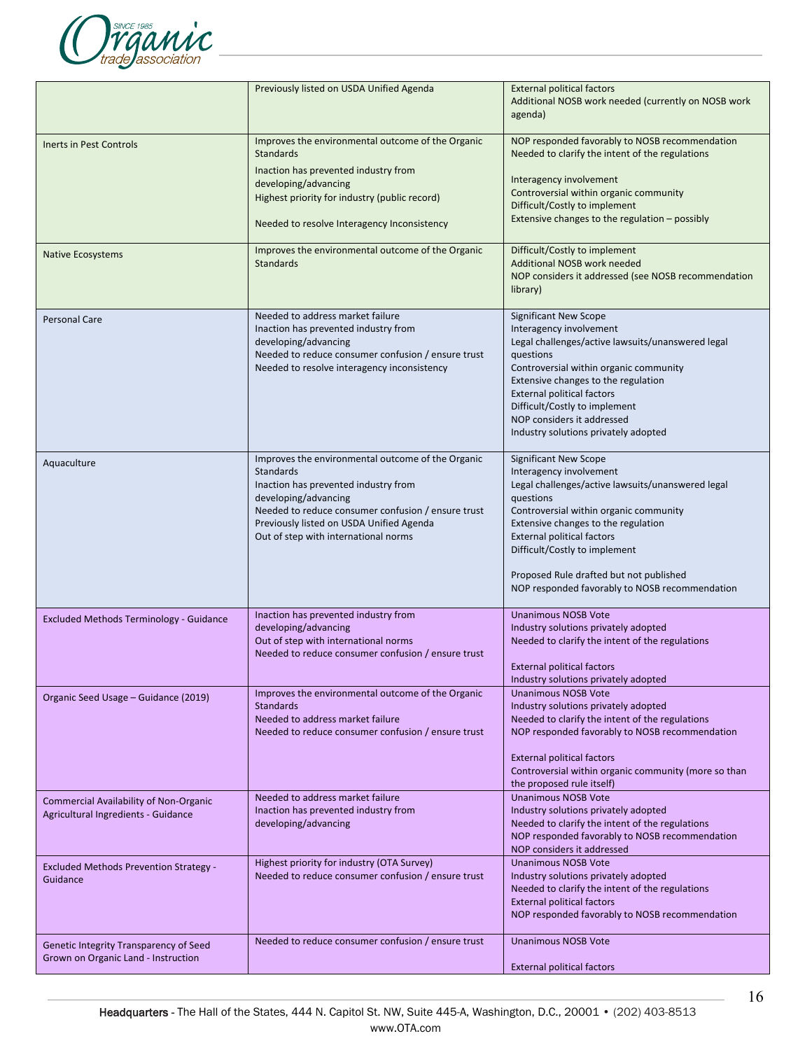| | | |
|---|---|---|
| | Previously listed on USDA Unified Agenda | External political factors<br>Additional NOSB work needed (currently on NOSB work agenda) |
| Inerts in Pest Controls | Improves the environmental outcome of the Organic Standards<br>Inaction has prevented industry from developing/advancing<br>Highest priority for industry (public record)<br><br>Needed to resolve Interagency Inconsistency | NOP responded favorably to NOSB recommendation<br>Needed to clarify the intent of the regulations<br><br>Interagency involvement<br>Controversial within organic community<br>Difficult/Costly to implement<br>Extensive changes to the regulation – possibly |
| Native Ecosystems | Improves the environmental outcome of the Organic Standards | Difficult/Costly to implement<br>Additional NOSB work needed<br>NOP considers it addressed (see NOSB recommendation library) |
| Personal Care | Needed to address market failure<br>Inaction has prevented industry from developing/advancing<br>Needed to reduce consumer confusion / ensure trust<br>Needed to resolve interagency inconsistency | Significant New Scope<br>Interagency involvement<br>Legal challenges/active lawsuits/unanswered legal questions<br>Controversial within organic community<br>Extensive changes to the regulation<br>External political factors<br>Difficult/Costly to implement<br>NOP considers it addressed<br>Industry solutions privately adopted |
| Aquaculture | Improves the environmental outcome of the Organic Standards<br>Inaction has prevented industry from developing/advancing<br>Needed to reduce consumer confusion / ensure trust<br>Previously listed on USDA Unified Agenda<br>Out of step with international norms | Significant New Scope<br>Interagency involvement<br>Legal challenges/active lawsuits/unanswered legal questions<br>Controversial within organic community<br>Extensive changes to the regulation<br>External political factors<br>Difficult/Costly to implement<br><br>Proposed Rule drafted but not published<br>NOP responded favorably to NOSB recommendation |
| Excluded Methods Terminology - Guidance | Inaction has prevented industry from developing/advancing<br>Out of step with international norms<br>Needed to reduce consumer confusion / ensure trust | Unanimous NOSB Vote<br>Industry solutions privately adopted<br>Needed to clarify the intent of the regulations<br><br>External political factors<br>Industry solutions privately adopted |
| Organic Seed Usage – Guidance (2019) | Improves the environmental outcome of the Organic Standards<br>Needed to address market failure<br>Needed to reduce consumer confusion / ensure trust | Unanimous NOSB Vote<br>Industry solutions privately adopted<br>Needed to clarify the intent of the regulations<br>NOP responded favorably to NOSB recommendation<br><br>External political factors<br>Controversial within organic community (more so than the proposed rule itself) |
| Commercial Availability of Non-Organic Agricultural Ingredients - Guidance | Needed to address market failure<br>Inaction has prevented industry from developing/advancing | Unanimous NOSB Vote<br>Industry solutions privately adopted<br>Needed to clarify the intent of the regulations<br>NOP responded favorably to NOSB recommendation<br>NOP considers it addressed |
| Excluded Methods Prevention Strategy - Guidance | Highest priority for industry (OTA Survey)<br>Needed to reduce consumer confusion / ensure trust | Unanimous NOSB Vote<br>Industry solutions privately adopted<br>Needed to clarify the intent of the regulations<br>External political factors<br>NOP responded favorably to NOSB recommendation |
| Genetic Integrity Transparency of Seed Grown on Organic Land - Instruction | Needed to reduce consumer confusion / ensure trust | Unanimous NOSB Vote<br><br>External political factors |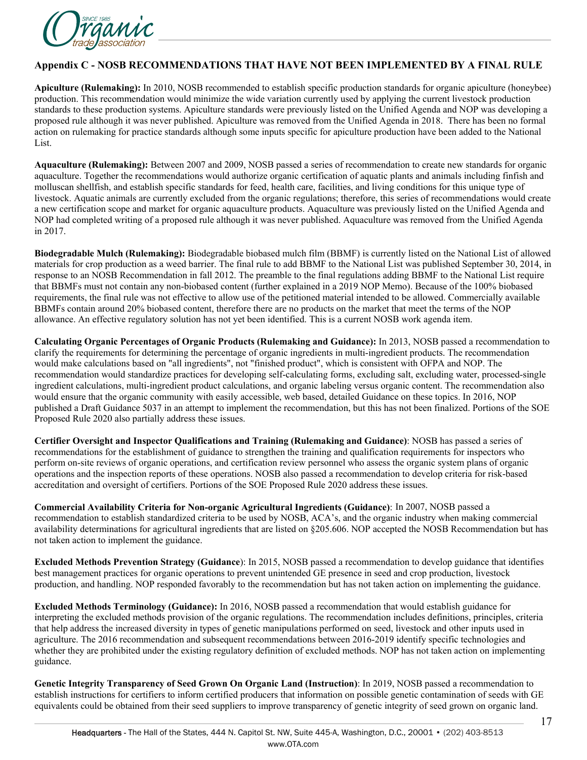## Appendix C - NOSB RECOMMENDATIONS THAT HAVE NOT BEEN IMPLEMENTED BY A FINAL RULE

**Apiculture (Rulemaking):** In 2010, NOSB recommended to establish specific production standards for organic apiculture (honeybee) production. This recommendation would minimize the wide variation currently used by applying the current livestock production standards to these production systems. Apiculture standards were previously listed on the Unified Agenda and NOP was developing a proposed rule although it was never published. Apiculture was removed from the Unified Agenda in 2018. There has been no formal action on rulemaking for practice standards although some inputs specific for apiculture production have been added to the National List.

**Aquaculture (Rulemaking):** Between 2007 and 2009, NOSB passed a series of recommendation to create new standards for organic aquaculture. Together the recommendations would authorize organic certification of aquatic plants and animals including finfish and molluscan shellfish, and establish specific standards for feed, health care, facilities, and living conditions for this unique type of livestock. Aquatic animals are currently excluded from the organic regulations; therefore, this series of recommendations would create a new certification scope and market for organic aquaculture products. Aquaculture was previously listed on the Unified Agenda and NOP had completed writing of a proposed rule although it was never published. Aquaculture was removed from the Unified Agenda in 2017.

**Biodegradable Mulch (Rulemaking):** Biodegradable biobased mulch film (BBMF) is currently listed on the National List of allowed materials for crop production as a weed barrier. The final rule to add BBMF to the National List was published September 30, 2014, in response to an NOSB Recommendation in fall 2012. The preamble to the final regulations adding BBMF to the National List require that BBMFs must not contain any non-biobased content (further explained in a 2019 NOP Memo). Because of the 100% biobased requirements, the final rule was not effective to allow use of the petitioned material intended to be allowed. Commercially available BBMFs contain around 20% biobased content, therefore there are no products on the market that meet the terms of the NOP allowance. An effective regulatory solution has not yet been identified. This is a current NOSB work agenda item.

**Calculating Organic Percentages of Organic Products (Rulemaking and Guidance):** In 2013, NOSB passed a recommendation to clarify the requirements for determining the percentage of organic ingredients in multi-ingredient products. The recommendation would make calculations based on "all ingredients", not "finished product", which is consistent with OFPA and NOP. The recommendation would standardize practices for developing self-calculating forms, excluding salt, excluding water, processed-single ingredient calculations, multi-ingredient product calculations, and organic labeling versus organic content. The recommendation also would ensure that the organic community with easily accessible, web based, detailed Guidance on these topics. In 2016, NOP published a Draft Guidance 5037 in an attempt to implement the recommendation, but this has not been finalized. Portions of the SOE Proposed Rule 2020 also partially address these issues.

**Certifier Oversight and Inspector Qualifications and Training (Rulemaking and Guidance)**: NOSB has passed a series of recommendations for the establishment of guidance to strengthen the training and qualification requirements for inspectors who perform on-site reviews of organic operations, and certification review personnel who assess the organic system plans of organic operations and the inspection reports of these operations. NOSB also passed a recommendation to develop criteria for risk-based accreditation and oversight of certifiers. Portions of the SOE Proposed Rule 2020 address these issues.

**Commercial Availability Criteria for Non-organic Agricultural Ingredients (Guidance)**: In 2007, NOSB passed a recommendation to establish standardized criteria to be used by NOSB, ACA's, and the organic industry when making commercial availability determinations for agricultural ingredients that are listed on §205.606. NOP accepted the NOSB Recommendation but has not taken action to implement the guidance.

**Excluded Methods Prevention Strategy (Guidance**): In 2015, NOSB passed a recommendation to develop guidance that identifies best management practices for organic operations to prevent unintended GE presence in seed and crop production, livestock production, and handling. NOP responded favorably to the recommendation but has not taken action on implementing the guidance.

**Excluded Methods Terminology (Guidance):** In 2016, NOSB passed a recommendation that would establish guidance for interpreting the excluded methods provision of the organic regulations. The recommendation includes definitions, principles, criteria that help address the increased diversity in types of genetic manipulations performed on seed, livestock and other inputs used in agriculture. The 2016 recommendation and subsequent recommendations between 2016-2019 identify specific technologies and whether they are prohibited under the existing regulatory definition of excluded methods. NOP has not taken action on implementing guidance.

**Genetic Integrity Transparency of Seed Grown On Organic Land (Instruction)**: In 2019, NOSB passed a recommendation to establish instructions for certifiers to inform certified producers that information on possible genetic contamination of seeds with GE equivalents could be obtained from their seed suppliers to improve transparency of genetic integrity of seed grown on organic land.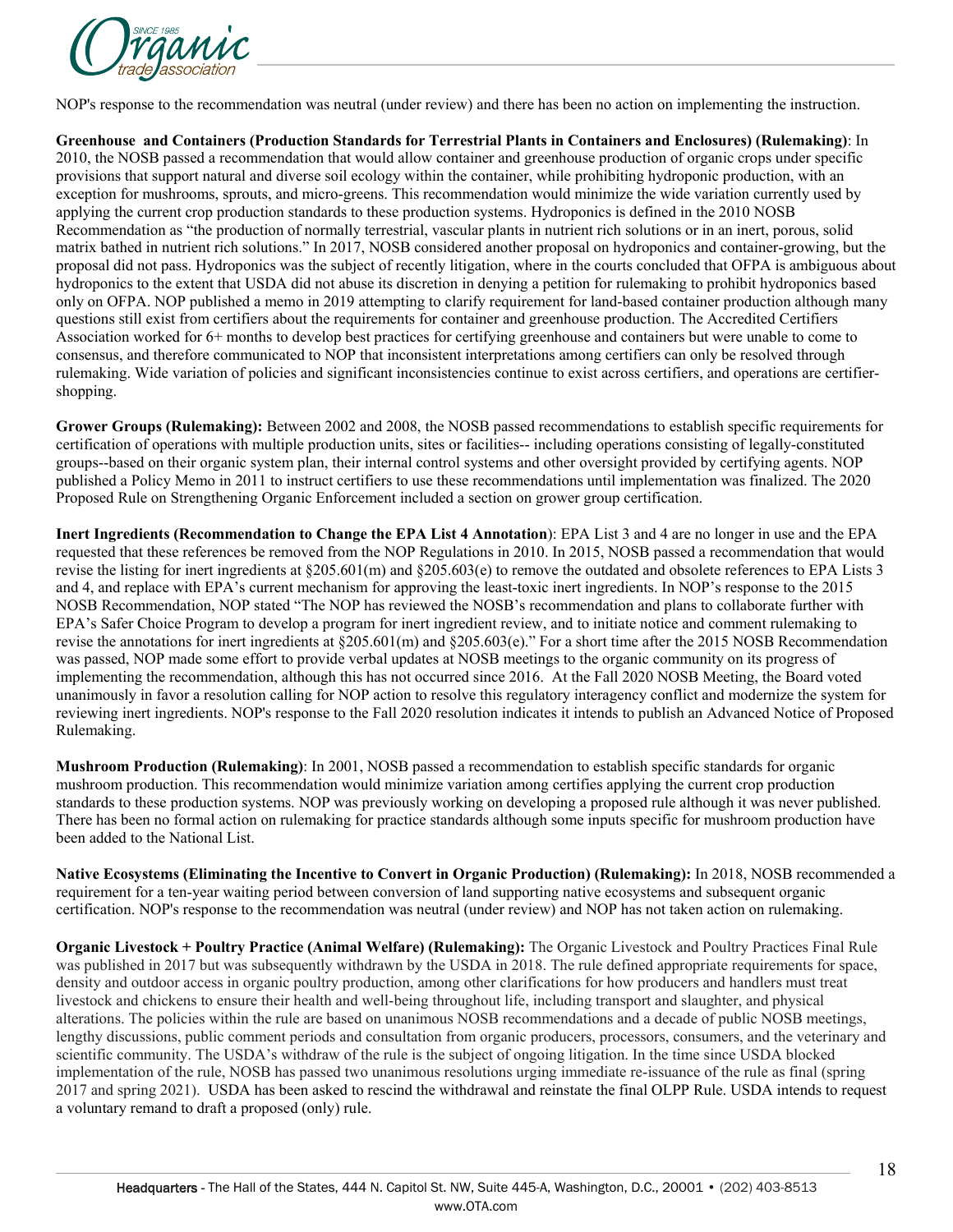NOP's response to the recommendation was neutral (under review) and there has been no action on implementing the instruction.

**Greenhouse and Containers (Production Standards for Terrestrial Plants in Containers and Enclosures) (Rulemaking)**: In 2010, the NOSB passed a recommendation that would allow container and greenhouse production of organic crops under specific provisions that support natural and diverse soil ecology within the container, while prohibiting hydroponic production, with an exception for mushrooms, sprouts, and micro-greens. This recommendation would minimize the wide variation currently used by applying the current crop production standards to these production systems. Hydroponics is defined in the 2010 NOSB Recommendation as "the production of normally terrestrial, vascular plants in nutrient rich solutions or in an inert, porous, solid matrix bathed in nutrient rich solutions." In 2017, NOSB considered another proposal on hydroponics and container-growing, but the proposal did not pass. Hydroponics was the subject of recently litigation, where in the courts concluded that OFPA is ambiguous about hydroponics to the extent that USDA did not abuse its discretion in denying a petition for rulemaking to prohibit hydroponics based only on OFPA. NOP published a memo in 2019 attempting to clarify requirement for land-based container production although many questions still exist from certifiers about the requirements for container and greenhouse production. The Accredited Certifiers Association worked for 6+ months to develop best practices for certifying greenhouse and containers but were unable to come to consensus, and therefore communicated to NOP that inconsistent interpretations among certifiers can only be resolved through rulemaking. Wide variation of policies and significant inconsistencies continue to exist across certifiers, and operations are certifier-shopping.

**Grower Groups (Rulemaking):** Between 2002 and 2008, the NOSB passed recommendations to establish specific requirements for certification of operations with multiple production units, sites or facilities-- including operations consisting of legally-constituted groups--based on their organic system plan, their internal control systems and other oversight provided by certifying agents. NOP published a Policy Memo in 2011 to instruct certifiers to use these recommendations until implementation was finalized. The 2020 Proposed Rule on Strengthening Organic Enforcement included a section on grower group certification.

**Inert Ingredients (Recommendation to Change the EPA List 4 Annotation)**: EPA List 3 and 4 are no longer in use and the EPA requested that these references be removed from the NOP Regulations in 2010. In 2015, NOSB passed a recommendation that would revise the listing for inert ingredients at §205.601(m) and §205.603(e) to remove the outdated and obsolete references to EPA Lists 3 and 4, and replace with EPA's current mechanism for approving the least-toxic inert ingredients. In NOP's response to the 2015 NOSB Recommendation, NOP stated "The NOP has reviewed the NOSB's recommendation and plans to collaborate further with EPA's Safer Choice Program to develop a program for inert ingredient review, and to initiate notice and comment rulemaking to revise the annotations for inert ingredients at §205.601(m) and §205.603(e)." For a short time after the 2015 NOSB Recommendation was passed, NOP made some effort to provide verbal updates at NOSB meetings to the organic community on its progress of implementing the recommendation, although this has not occurred since 2016. At the Fall 2020 NOSB Meeting, the Board voted unanimously in favor a resolution calling for NOP action to resolve this regulatory interagency conflict and modernize the system for reviewing inert ingredients. NOP's response to the Fall 2020 resolution indicates it intends to publish an Advanced Notice of Proposed Rulemaking.

**Mushroom Production (Rulemaking)**: In 2001, NOSB passed a recommendation to establish specific standards for organic mushroom production. This recommendation would minimize variation among certifies applying the current crop production standards to these production systems. NOP was previously working on developing a proposed rule although it was never published. There has been no formal action on rulemaking for practice standards although some inputs specific for mushroom production have been added to the National List.

**Native Ecosystems (Eliminating the Incentive to Convert in Organic Production) (Rulemaking):** In 2018, NOSB recommended a requirement for a ten-year waiting period between conversion of land supporting native ecosystems and subsequent organic certification. NOP's response to the recommendation was neutral (under review) and NOP has not taken action on rulemaking.

**Organic Livestock + Poultry Practice (Animal Welfare) (Rulemaking):** The Organic Livestock and Poultry Practices Final Rule was published in 2017 but was subsequently withdrawn by the USDA in 2018. The rule defined appropriate requirements for space, density and outdoor access in organic poultry production, among other clarifications for how producers and handlers must treat livestock and chickens to ensure their health and well-being throughout life, including transport and slaughter, and physical alterations. The policies within the rule are based on unanimous NOSB recommendations and a decade of public NOSB meetings, lengthy discussions, public comment periods and consultation from organic producers, processors, consumers, and the veterinary and scientific community. The USDA's withdraw of the rule is the subject of ongoing litigation. In the time since USDA blocked implementation of the rule, NOSB has passed two unanimous resolutions urging immediate re-issuance of the rule as final (spring 2017 and spring 2021). USDA has been asked to rescind the withdrawal and reinstate the final OLPP Rule. USDA intends to request a voluntary remand to draft a proposed (only) rule.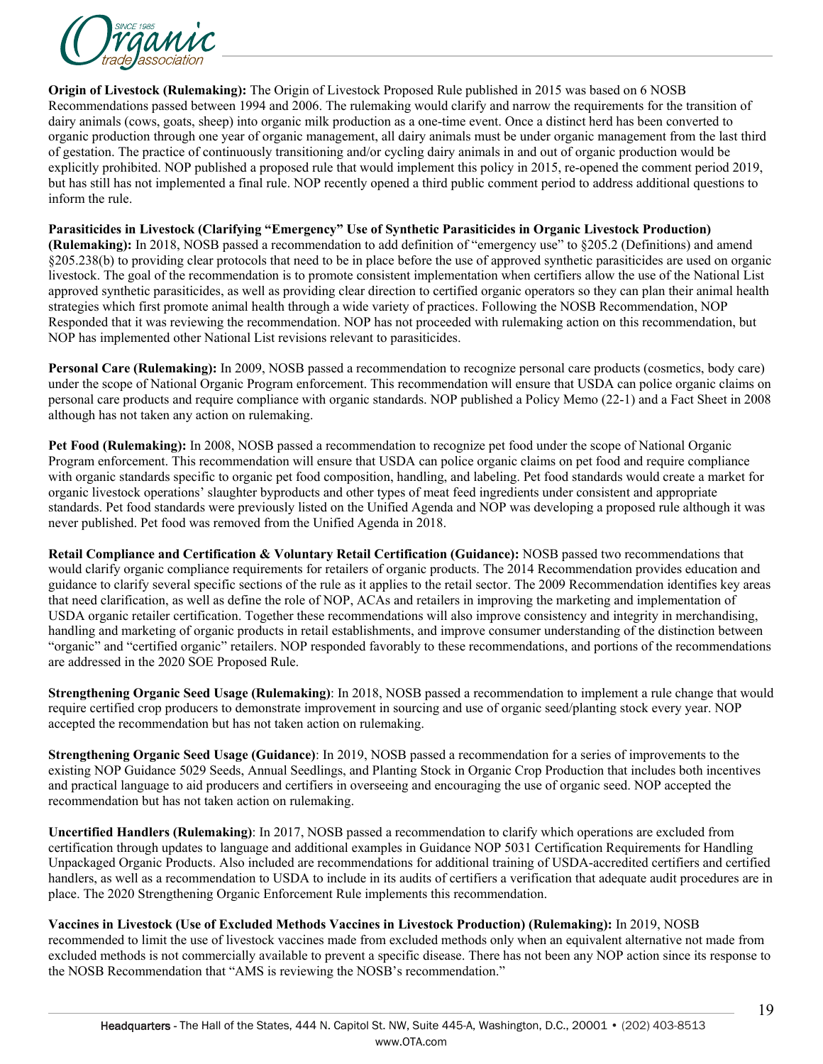**Origin of Livestock (Rulemaking):** The Origin of Livestock Proposed Rule published in 2015 was based on 6 NOSB Recommendations passed between 1994 and 2006. The rulemaking would clarify and narrow the requirements for the transition of dairy animals (cows, goats, sheep) into organic milk production as a one-time event. Once a distinct herd has been converted to organic production through one year of organic management, all dairy animals must be under organic management from the last third of gestation. The practice of continuously transitioning and/or cycling dairy animals in and out of organic production would be explicitly prohibited. NOP published a proposed rule that would implement this policy in 2015, re-opened the comment period 2019, but has still has not implemented a final rule. NOP recently opened a third public comment period to address additional questions to inform the rule.

**Parasiticides in Livestock (Clarifying "Emergency" Use of Synthetic Parasiticides in Organic Livestock Production) (Rulemaking):** In 2018, NOSB passed a recommendation to add definition of "emergency use" to §205.2 (Definitions) and amend §205.238(b) to providing clear protocols that need to be in place before the use of approved synthetic parasiticides are used on organic livestock. The goal of the recommendation is to promote consistent implementation when certifiers allow the use of the National List approved synthetic parasiticides, as well as providing clear direction to certified organic operators so they can plan their animal health strategies which first promote animal health through a wide variety of practices. Following the NOSB Recommendation, NOP Responded that it was reviewing the recommendation. NOP has not proceeded with rulemaking action on this recommendation, but NOP has implemented other National List revisions relevant to parasiticides.

**Personal Care (Rulemaking):** In 2009, NOSB passed a recommendation to recognize personal care products (cosmetics, body care) under the scope of National Organic Program enforcement. This recommendation will ensure that USDA can police organic claims on personal care products and require compliance with organic standards. NOP published a Policy Memo (22-1) and a Fact Sheet in 2008 although has not taken any action on rulemaking.

**Pet Food (Rulemaking):** In 2008, NOSB passed a recommendation to recognize pet food under the scope of National Organic Program enforcement. This recommendation will ensure that USDA can police organic claims on pet food and require compliance with organic standards specific to organic pet food composition, handling, and labeling. Pet food standards would create a market for organic livestock operations' slaughter byproducts and other types of meat feed ingredients under consistent and appropriate standards. Pet food standards were previously listed on the Unified Agenda and NOP was developing a proposed rule although it was never published. Pet food was removed from the Unified Agenda in 2018.

**Retail Compliance and Certification & Voluntary Retail Certification (Guidance):** NOSB passed two recommendations that would clarify organic compliance requirements for retailers of organic products. The 2014 Recommendation provides education and guidance to clarify several specific sections of the rule as it applies to the retail sector. The 2009 Recommendation identifies key areas that need clarification, as well as define the role of NOP, ACAs and retailers in improving the marketing and implementation of USDA organic retailer certification. Together these recommendations will also improve consistency and integrity in merchandising, handling and marketing of organic products in retail establishments, and improve consumer understanding of the distinction between "organic" and "certified organic" retailers. NOP responded favorably to these recommendations, and portions of the recommendations are addressed in the 2020 SOE Proposed Rule.

**Strengthening Organic Seed Usage (Rulemaking)**: In 2018, NOSB passed a recommendation to implement a rule change that would require certified crop producers to demonstrate improvement in sourcing and use of organic seed/planting stock every year. NOP accepted the recommendation but has not taken action on rulemaking.

**Strengthening Organic Seed Usage (Guidance)**: In 2019, NOSB passed a recommendation for a series of improvements to the existing NOP Guidance 5029 Seeds, Annual Seedlings, and Planting Stock in Organic Crop Production that includes both incentives and practical language to aid producers and certifiers in overseeing and encouraging the use of organic seed. NOP accepted the recommendation but has not taken action on rulemaking.

**Uncertified Handlers (Rulemaking)**: In 2017, NOSB passed a recommendation to clarify which operations are excluded from certification through updates to language and additional examples in Guidance NOP 5031 Certification Requirements for Handling Unpackaged Organic Products. Also included are recommendations for additional training of USDA-accredited certifiers and certified handlers, as well as a recommendation to USDA to include in its audits of certifiers a verification that adequate audit procedures are in place. The 2020 Strengthening Organic Enforcement Rule implements this recommendation.

**Vaccines in Livestock (Use of Excluded Methods Vaccines in Livestock Production) (Rulemaking):** In 2019, NOSB recommended to limit the use of livestock vaccines made from excluded methods only when an equivalent alternative not made from excluded methods is not commercially available to prevent a specific disease. There has not been any NOP action since its response to the NOSB Recommendation that "AMS is reviewing the NOSB's recommendation."